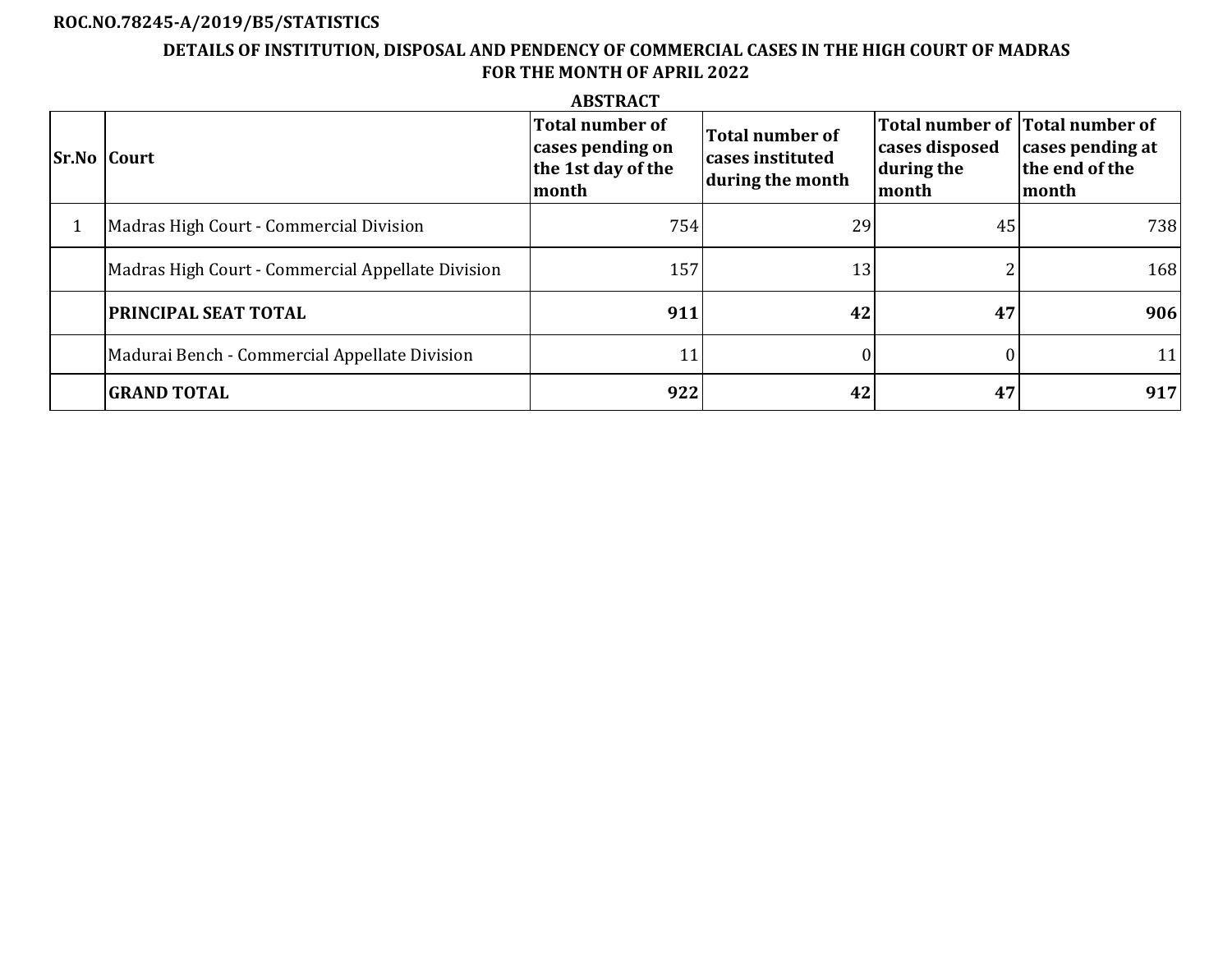ROC.NO.78245-A/2019/B5/STATISTICS

## DETAILS OF INSTITUTION, DISPOSAL AND PENDENCY OF COMMERCIAL CASES IN THE HIGH COURT OF MADRAS FOR THE MONTH OF APRIL 2022

### ABSTRACT

| Sr.No | Court | Total number of cases pending on the 1st day of the month | Total number of cases instituted during the month | Total number of cases disposed during the month | Total number of cases pending at the end of the month |
|---|---|---|---|---|---|
| 1 | Madras High Court - Commercial Division | 754 | 29 | 45 | 738 |
| | Madras High Court - Commercial Appellate Division | 157 | 13 | 2 | 168 |
| | **PRINCIPAL SEAT TOTAL** | **911** | **42** | **47** | **906** |
| | Madurai Bench - Commercial Appellate Division | 11 | 0 | 0 | 11 |
| | **GRAND TOTAL** | **922** | **42** | **47** | **917** |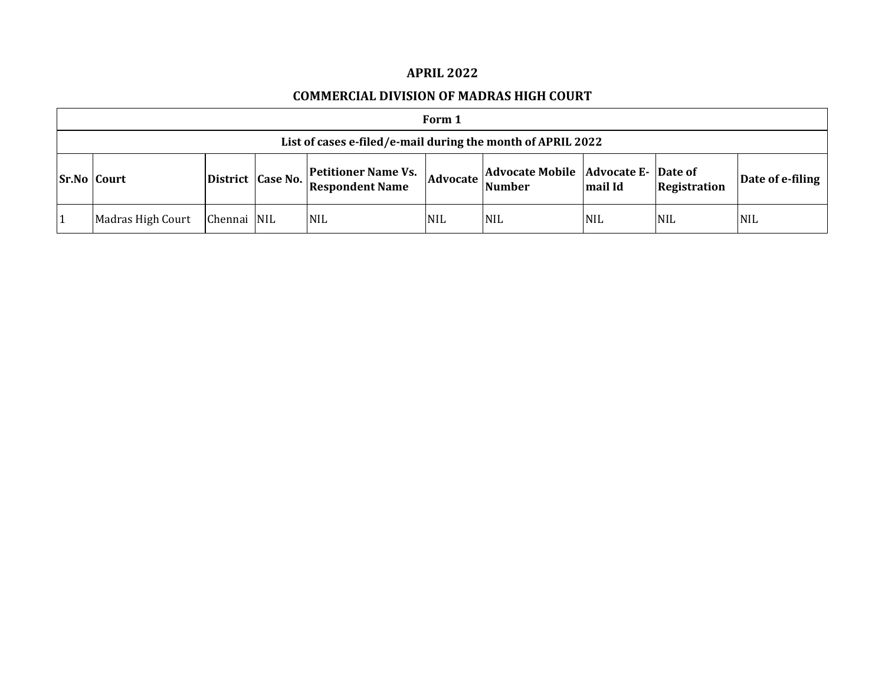## APRIL 2022

## COMMERCIAL DIVISION OF MADRAS HIGH COURT

| Form 1 | | | | | | | | | |
|---|---|---|---|---|---|---|---|---|---|
| **List of cases e-filed/e-mail during the month of APRIL 2022** | | | | | | | | | |
| **Sr.No** | **Court** | **District** | **Case No.** | **Petitioner Name Vs. Respondent Name** | **Advocate** | **Advocate Mobile Number** | **Advocate E-mail Id** | **Date of Registration** | **Date of e-filing** |
| 1 | Madras High Court | Chennai | NIL | NIL | NIL | NIL | NIL | NIL | NIL |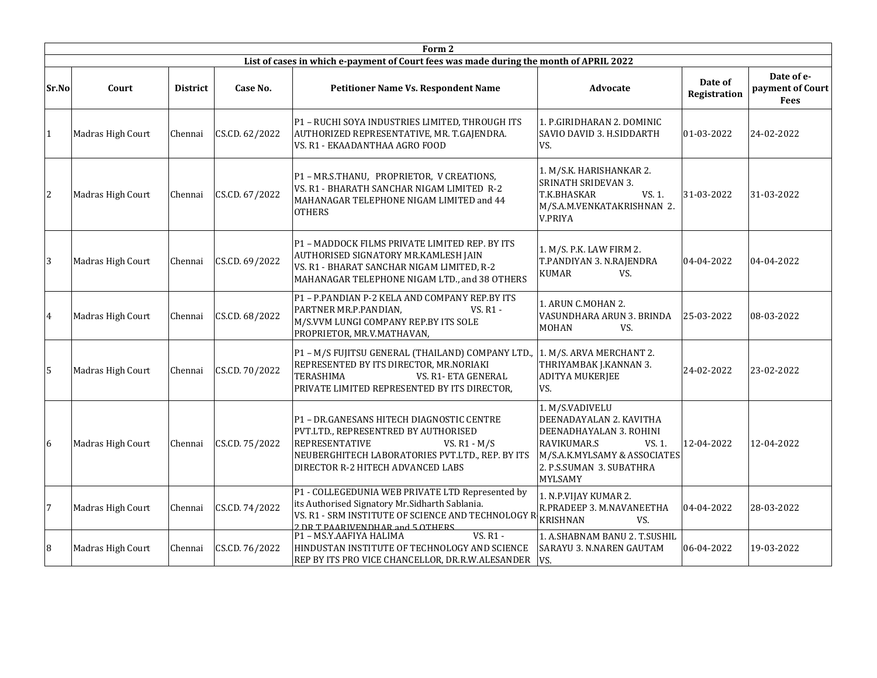| Form 2 | | | | | | | |
|---|---|---|---|---|---|---|---|
| List of cases in which e-payment of Court fees was made during the month of APRIL 2022 | | | | | | | |
| **Sr.No** | **Court** | **District** | **Case No.** | **Petitioner Name Vs. Respondent Name** | **Advocate** | **Date of Registration** | **Date of e-payment of Court Fees** |
| 1 | Madras High Court | Chennai | CS.CD. 62/2022 | P1 – RUCHI SOYA INDUSTRIES LIMITED, THROUGH ITS AUTHORIZED REPRESENTATIVE, MR. T.GAJENDRA. VS. R1 - EKAADANTHAA AGRO FOOD | 1. P.GIRIDHARAN 2. DOMINIC SAVIO DAVID 3. H.SIDDARTH VS. | 01-03-2022 | 24-02-2022 |
| 2 | Madras High Court | Chennai | CS.CD. 67/2022 | P1 – MR.S.THANU, PROPRIETOR, V CREATIONS, VS. R1 - BHARATH SANCHAR NIGAM LIMITED R-2 MAHANAGAR TELEPHONE NIGAM LIMITED and 44 OTHERS | 1. M/S.K. HARISHANKAR 2. SRINATH SRIDEVAN 3. T.K.BHASKAR VS. 1. M/S.A.M.VENKATAKRISHNAN 2. V.PRIYA | 31-03-2022 | 31-03-2022 |
| 3 | Madras High Court | Chennai | CS.CD. 69/2022 | P1 – MADDOCK FILMS PRIVATE LIMITED REP. BY ITS AUTHORISED SIGNATORY MR.KAMLESH JAIN VS. R1 - BHARAT SANCHAR NIGAM LIMITED, R-2 MAHANAGAR TELEPHONE NIGAM LTD., and 38 OTHERS | 1. M/S. P.K. LAW FIRM 2. T.PANDIYAN 3. N.RAJENDRA KUMAR VS. | 04-04-2022 | 04-04-2022 |
| 4 | Madras High Court | Chennai | CS.CD. 68/2022 | P1 – P.PANDIAN P-2 KELA AND COMPANY REP.BY ITS PARTNER MR.P.PANDIAN, VS. R1 - M/S.VVM LUNGI COMPANY REP.BY ITS SOLE PROPRIETOR, MR.V.MATHAVAN, | 1. ARUN C.MOHAN 2. VASUNDHARA ARUN 3. BRINDA MOHAN VS. | 25-03-2022 | 08-03-2022 |
| 5 | Madras High Court | Chennai | CS.CD. 70/2022 | P1 – M/S FUJITSU GENERAL (THAILAND) COMPANY LTD., REPRESENTED BY ITS DIRECTOR, MR.NORIAKI TERASHIMA VS. R1- ETA GENERAL PRIVATE LIMITED REPRESENTED BY ITS DIRECTOR, | 1. M/S. ARVA MERCHANT 2. THRIYAMBAK J.KANNAN 3. ADITYA MUKERJEE VS. | 24-02-2022 | 23-02-2022 |
| 6 | Madras High Court | Chennai | CS.CD. 75/2022 | P1 – DR.GANESANS HITECH DIAGNOSTIC CENTRE PVT.LTD., REPRESENTRED BY AUTHORISED REPRESENTATIVE VS. R1 - M/S NEUBERGHITECH LABORATORIES PVT.LTD., REP. BY ITS DIRECTOR R-2 HITECH ADVANCED LABS | 1. M/S.VADIVELU DEENADAYALAN 2. KAVITHA DEENADHAYALAN 3. ROHINI RAVIKUMAR.S VS. 1. M/S.A.K.MYLSAMY & ASSOCIATES 2. P.S.SUMAN 3. SUBATHRA MYLSAMY | 12-04-2022 | 12-04-2022 |
| 7 | Madras High Court | Chennai | CS.CD. 74/2022 | P1 - COLLEGEDUNIA WEB PRIVATE LTD Represented by its Authorised Signatory Mr.Sidharth Sablania. VS. R1 - SRM INSTITUTE OF SCIENCE AND TECHNOLOGY R 2 DR.T.PAARIVENDHAR and 5 OTHERS | 1. N.P.VIJAY KUMAR 2. R.PRADEEP 3. M.NAVANEETHA KRISHNAN VS. | 04-04-2022 | 28-03-2022 |
| 8 | Madras High Court | Chennai | CS.CD. 76/2022 | P1 – MS.Y.AAFIYA HALIMA VS. R1 - HINDUSTAN INSTITUTE OF TECHNOLOGY AND SCIENCE REP BY ITS PRO VICE CHANCELLOR, DR.R.W.ALESANDER | 1. A.SHABNAM BANU 2. T.SUSHIL SARAYU 3. N.NAREN GAUTAM VS. | 06-04-2022 | 19-03-2022 |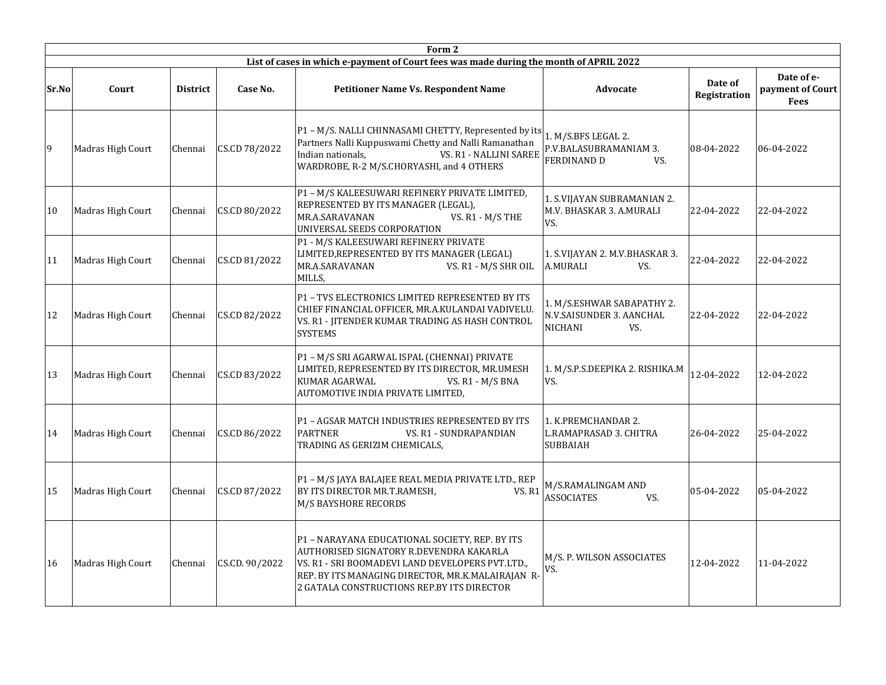| Form 2 | | | | | | | |
|---|---|---|---|---|---|---|---|
| List of cases in which e-payment of Court fees was made during the month of APRIL 2022 | | | | | | | |
| **Sr.No** | **Court** | **District** | **Case No.** | **Petitioner Name Vs. Respondent Name** | **Advocate** | **Date of Registration** | **Date of e-payment of Court Fees** |
| 9 | Madras High Court | Chennai | CS.CD 78/2022 | P1 – M/S. NALLI CHINNASAMI CHETTY, Represented by its Partners Nalli Kuppuswami Chetty and Nalli Ramanathan Indian nationals, VS. R1 - NALLINI SAREE WARDROBE, R-2 M/S.CHORYASHI, and 4 OTHERS | 1. M/S.BFS LEGAL 2. P.V.BALASUBRAMANIAM 3. FERDINAND D VS. | 08-04-2022 | 06-04-2022 |
| 10 | Madras High Court | Chennai | CS.CD 80/2022 | P1 – M/S KALEESUWARI REFINERY PRIVATE LIMITED, REPRESENTED BY ITS MANAGER (LEGAL), MR.A.SARAVANAN VS. R1 - M/S THE UNIVERSAL SEEDS CORPORATION | 1. S.VIJAYAN SUBRAMANIAN 2. M.V. BHASKAR 3. A.MURALI VS. | 22-04-2022 | 22-04-2022 |
| 11 | Madras High Court | Chennai | CS.CD 81/2022 | P1 - M/S KALEESUWARI REFINERY PRIVATE LIMITED,REPRESENTED BY ITS MANAGER (LEGAL) MR.A.SARAVANAN VS. R1 - M/S SHR OIL MILLS, | 1. S.VIJAYAN 2. M.V.BHASKAR 3. A.MURALI VS. | 22-04-2022 | 22-04-2022 |
| 12 | Madras High Court | Chennai | CS.CD 82/2022 | P1 – TVS ELECTRONICS LIMITED REPRESENTED BY ITS CHIEF FINANCIAL OFFICER, MR.A.KULANDAI VADIVELU. VS. R1 - JITENDER KUMAR TRADING AS HASH CONTROL SYSTEMS | 1. M/S.ESHWAR SABAPATHY 2. N.V.SAISUNDER 3. AANCHAL NICHANI VS. | 22-04-2022 | 22-04-2022 |
| 13 | Madras High Court | Chennai | CS.CD 83/2022 | P1 – M/S SRI AGARWAL ISPAL (CHENNAI) PRIVATE LIMITED, REPRESENTED BY ITS DIRECTOR, MR.UMESH KUMAR AGARWAL VS. R1 - M/S BNA AUTOMOTIVE INDIA PRIVATE LIMITED, | 1. M/S.P.S.DEEPIKA 2. RISHIKA.M VS. | 12-04-2022 | 12-04-2022 |
| 14 | Madras High Court | Chennai | CS.CD 86/2022 | P1 – AGSAR MATCH INDUSTRIES REPRESENTED BY ITS PARTNER VS. R1 - SUNDRAPANDIAN TRADING AS GERIZIM CHEMICALS, | 1. K.PREMCHANDAR 2. L.RAMAPRASAD 3. CHITRA SUBBAIAH | 26-04-2022 | 25-04-2022 |
| 15 | Madras High Court | Chennai | CS.CD 87/2022 | P1 – M/S JAYA BALAJEE REAL MEDIA PRIVATE LTD., REP BY ITS DIRECTOR MR.T.RAMESH, VS. R1 M/S BAYSHORE RECORDS | M/S.RAMALINGAM AND ASSOCIATES VS. | 05-04-2022 | 05-04-2022 |
| 16 | Madras High Court | Chennai | CS.CD. 90/2022 | P1 – NARAYANA EDUCATIONAL SOCIETY, REP. BY ITS AUTHORISED SIGNATORY R.DEVENDRA KAKARLA VS. R1 - SRI BOOMADEVI LAND DEVELOPERS PVT.LTD., REP. BY ITS MANAGING DIRECTOR, MR.K.MALAIRAJAN R-2 GATALA CONSTRUCTIONS REP.BY ITS DIRECTOR | M/S. P. WILSON ASSOCIATES VS. | 12-04-2022 | 11-04-2022 |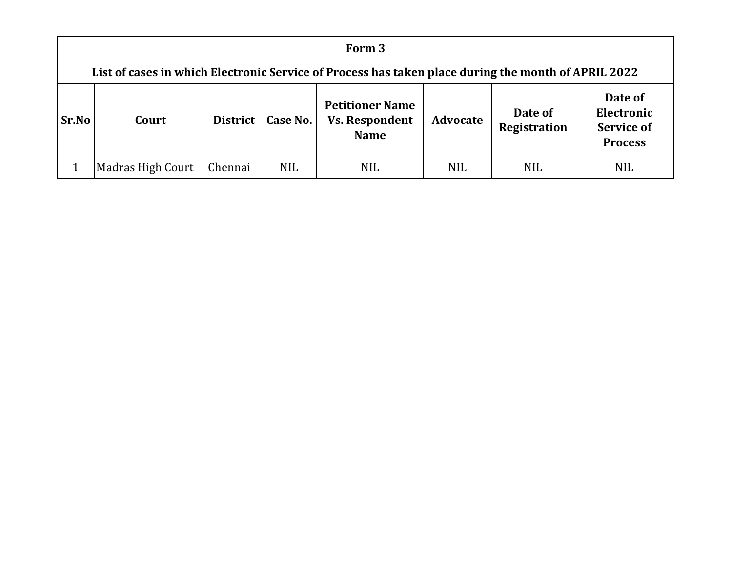| Form 3 | | | | | | | |
|---|---|---|---|---|---|---|---|
| **List of cases in which Electronic Service of Process has taken place during the month of APRIL 2022** | | | | | | | |
| **Sr.No** | **Court** | **District** | **Case No.** | **Petitioner Name Vs. Respondent Name** | **Advocate** | **Date of Registration** | **Date of Electronic Service of Process** |
| 1 | Madras High Court | Chennai | NIL | NIL | NIL | NIL | NIL |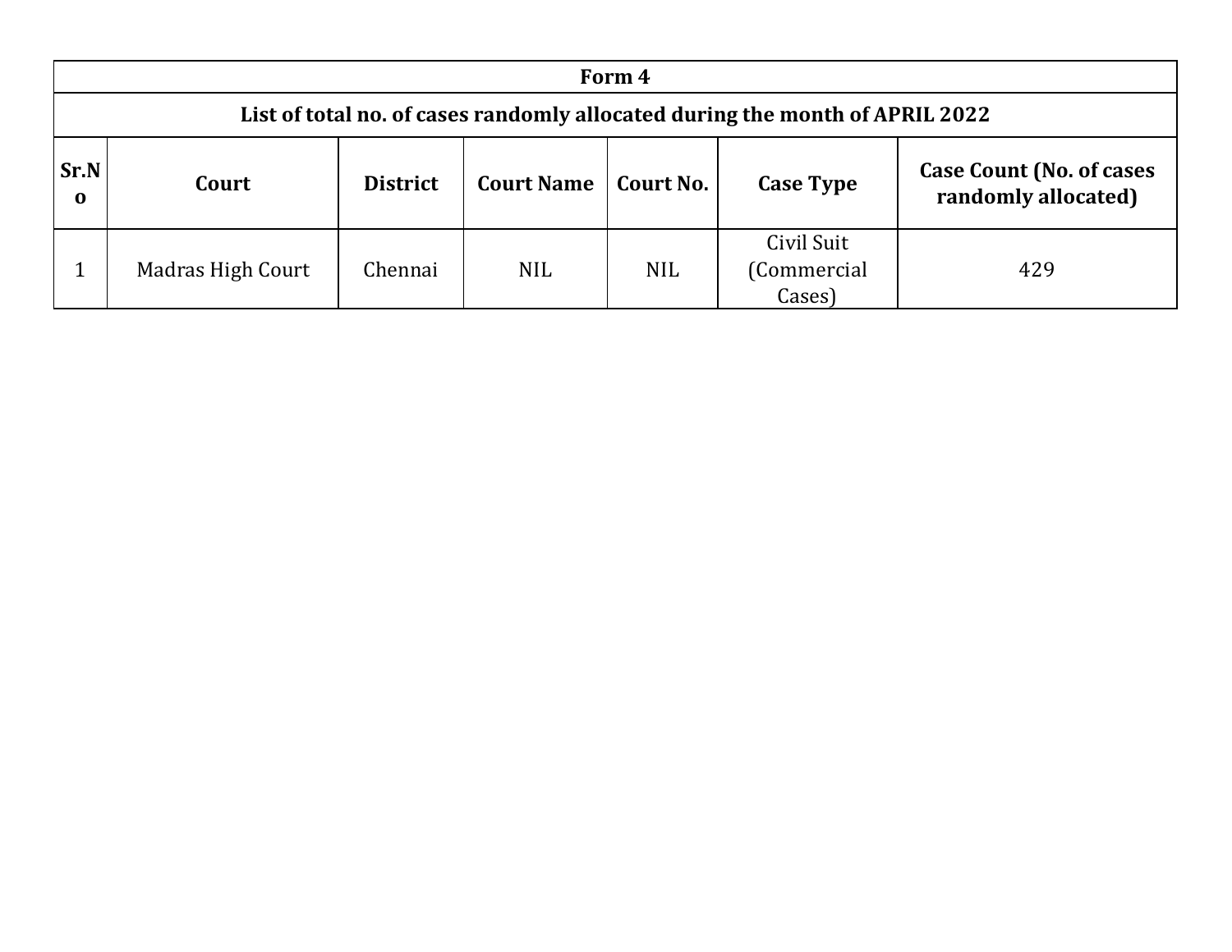| Form 4 | | | | | | |
|---|---|---|---|---|---|---|
| **List of total no. of cases randomly allocated during the month of APRIL 2022** | | | | | | |
| **Sr.No** | **Court** | **District** | **Court Name** | **Court No.** | **Case Type** | **Case Count (No. of cases randomly allocated)** |
| 1 | Madras High Court | Chennai | NIL | NIL | Civil Suit (Commercial Cases) | 429 |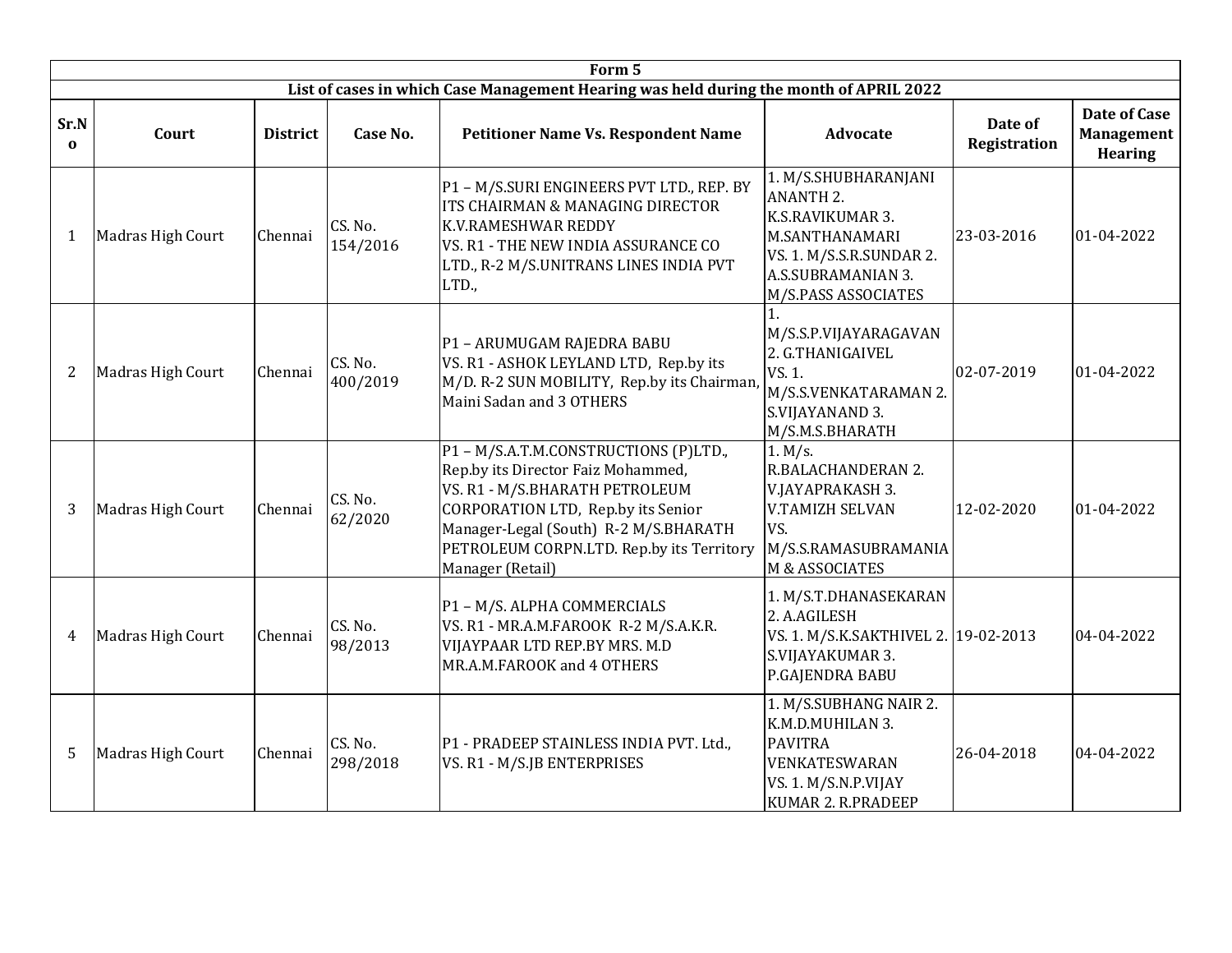| Form 5 | | | | | | | |
|---|---|---|---|---|---|---|---|
| List of cases in which Case Management Hearing was held during the month of APRIL 2022 | | | | | | | |
| Sr.No | Court | District | Case No. | Petitioner Name Vs. Respondent Name | Advocate | Date of Registration | Date of Case Management Hearing |
| 1 | Madras High Court | Chennai | CS. No. 154/2016 | P1 – M/S.SURI ENGINEERS PVT LTD., REP. BY ITS CHAIRMAN & MANAGING DIRECTOR K.V.RAMESHWAR REDDY VS. R1 - THE NEW INDIA ASSURANCE CO LTD., R-2 M/S.UNITRANS LINES INDIA PVT LTD., | 1. M/S.SHUBHARANJANI ANANTH 2. K.S.RAVIKUMAR 3. M.SANTHANAMARI VS. 1. M/S.S.R.SUNDAR 2. A.S.SUBRAMANIAN 3. M/S.PASS ASSOCIATES | 23-03-2016 | 01-04-2022 |
| 2 | Madras High Court | Chennai | CS. No. 400/2019 | P1 – ARUMUGAM RAJEDRA BABU VS. R1 - ASHOK LEYLAND LTD, Rep.by its M/D. R-2 SUN MOBILITY, Rep.by its Chairman, Maini Sadan and 3 OTHERS | 1. M/S.S.P.VIJAYARAGAVAN 2. G.THANIGAIVEL VS. 1. M/S.S.VENKATARAMAN 2. S.VIJAYANAND 3. M/S.M.S.BHARATH | 02-07-2019 | 01-04-2022 |
| 3 | Madras High Court | Chennai | CS. No. 62/2020 | P1 – M/S.A.T.M.CONSTRUCTIONS (P)LTD., Rep.by its Director Faiz Mohammed, VS. R1 - M/S.BHARATH PETROLEUM CORPORATION LTD, Rep.by its Senior Manager-Legal (South) R-2 M/S.BHARATH PETROLEUM CORPN.LTD. Rep.by its Territory Manager (Retail) | 1. M/s. R.BALACHANDERAN 2. V.JAYAPRAKASH 3. V.TAMIZH SELVAN VS. M/S.S.RAMASUBRAMANIAM & ASSOCIATES | 12-02-2020 | 01-04-2022 |
| 4 | Madras High Court | Chennai | CS. No. 98/2013 | P1 – M/S. ALPHA COMMERCIALS VS. R1 - MR.A.M.FAROOK R-2 M/S.A.K.R. VIJAYPAAR LTD REP.BY MRS. M.D MR.A.M.FAROOK and 4 OTHERS | 1. M/S.T.DHANASEKARAN 2. A.AGILESH VS. 1. M/S.K.SAKTHIVEL 2. S.VIJAYAKUMAR 3. P.GAJENDRA BABU | 19-02-2013 | 04-04-2022 |
| 5 | Madras High Court | Chennai | CS. No. 298/2018 | P1 - PRADEEP STAINLESS INDIA PVT. Ltd., VS. R1 - M/S.JB ENTERPRISES | 1. M/S.SUBHANG NAIR 2. K.M.D.MUHILAN 3. PAVITRA VENKATESWARAN VS. 1. M/S.N.P.VIJAY KUMAR 2. R.PRADEEP | 26-04-2018 | 04-04-2022 |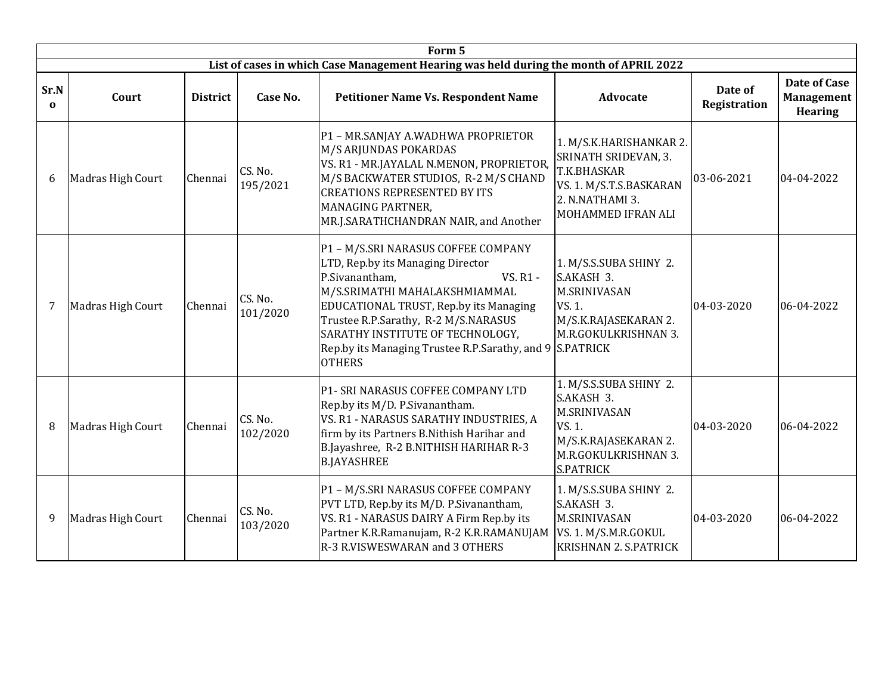| Form 5 | | | | | | | |
|---|---|---|---|---|---|---|---|
| List of cases in which Case Management Hearing was held during the month of APRIL 2022 | | | | | | | |
| Sr.No | Court | District | Case No. | Petitioner Name Vs. Respondent Name | Advocate | Date of Registration | Date of Case Management Hearing |
| 6 | Madras High Court | Chennai | CS. No. 195/2021 | P1 – MR.SANJAY A.WADHWA PROPRIETOR M/S ARJUNDAS POKARDAS VS. R1 - MR.JAYALAL N.MENON, PROPRIETOR, M/S BACKWATER STUDIOS, R-2 M/S CHAND CREATIONS REPRESENTED BY ITS MANAGING PARTNER, MR.J.SARATHCHANDRAN NAIR, and Another | 1. M/S.K.HARISHANKAR 2. SRINATH SRIDEVAN, 3. T.K.BHASKAR VS. 1. M/S.T.S.BASKARAN 2. N.NATHAMI 3. MOHAMMED IFRAN ALI | 03-06-2021 | 04-04-2022 |
| 7 | Madras High Court | Chennai | CS. No. 101/2020 | P1 – M/S.SRI NARASUS COFFEE COMPANY LTD, Rep.by its Managing Director P.Sivanantham, VS. R1 - M/S.SRIMATHI MAHALAKSHMIAMMAL EDUCATIONAL TRUST, Rep.by its Managing Trustee R.P.Sarathy, R-2 M/S.NARASUS SARATHY INSTITUTE OF TECHNOLOGY, Rep.by its Managing Trustee R.P.Sarathy, and 9 OTHERS | 1. M/S.S.SUBA SHINY 2. S.AKASH 3. M.SRINIVASAN VS. 1. M/S.K.RAJASEKARAN 2. M.R.GOKULKRISHNAN 3. S.PATRICK | 04-03-2020 | 06-04-2022 |
| 8 | Madras High Court | Chennai | CS. No. 102/2020 | P1- SRI NARASUS COFFEE COMPANY LTD Rep.by its M/D. P.Sivanantham. VS. R1 - NARASUS SARATHY INDUSTRIES, A firm by its Partners B.Nithish Harihar and B.Jayashree, R-2 B.NITHISH HARIHAR R-3 B.JAYASHREE | 1. M/S.S.SUBA SHINY 2. S.AKASH 3. M.SRINIVASAN VS. 1. M/S.K.RAJASEKARAN 2. M.R.GOKULKRISHNAN 3. S.PATRICK | 04-03-2020 | 06-04-2022 |
| 9 | Madras High Court | Chennai | CS. No. 103/2020 | P1 – M/S.SRI NARASUS COFFEE COMPANY PVT LTD, Rep.by its M/D. P.Sivanantham, VS. R1 - NARASUS DAIRY A Firm Rep.by its Partner K.R.Ramanujam, R-2 K.R.RAMANUJAM R-3 R.VISWESWARAN and 3 OTHERS | 1. M/S.S.SUBA SHINY 2. S.AKASH 3. M.SRINIVASAN VS. 1. M/S.M.R.GOKUL KRISHNAN 2. S.PATRICK | 04-03-2020 | 06-04-2022 |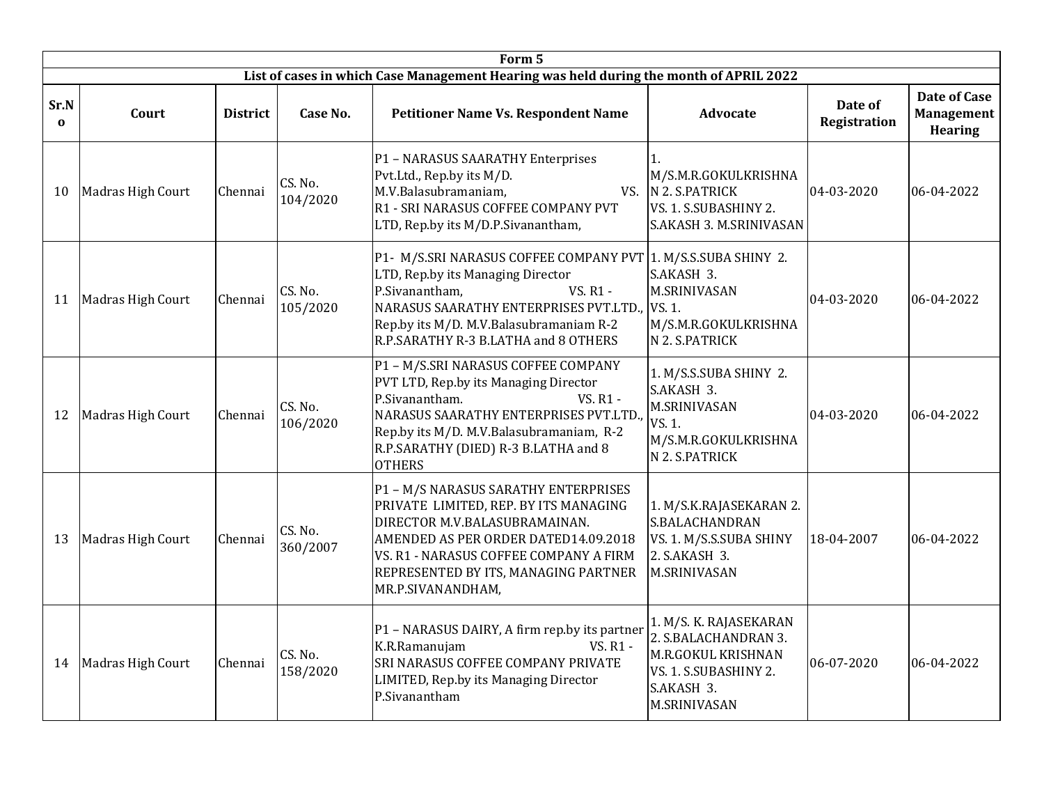| Form 5 | | | | | | | |
|---|---|---|---|---|---|---|---|
| List of cases in which Case Management Hearing was held during the month of APRIL 2022 | | | | | | | |
| Sr.No | Court | District | Case No. | Petitioner Name Vs. Respondent Name | Advocate | Date of Registration | Date of Case Management Hearing |
| 10 | Madras High Court | Chennai | CS. No. 104/2020 | P1 – NARASUS SAARATHY Enterprises Pvt.Ltd., Rep.by its M/D. M.V.Balasubramaniam, VS. R1 - SRI NARASUS COFFEE COMPANY PVT LTD, Rep.by its M/D.P.Sivanantham, | 1. M/S.M.R.GOKULKRISHNAN 2. S.PATRICK VS. 1. S.SUBASHINY 2. S.AKASH 3. M.SRINIVASAN | 04-03-2020 | 06-04-2022 |
| 11 | Madras High Court | Chennai | CS. No. 105/2020 | P1- M/S.SRI NARASUS COFFEE COMPANY PVT LTD, Rep.by its Managing Director P.Sivanantham, VS. R1 - NARASUS SAARATHY ENTERPRISES PVT.LTD., Rep.by its M/D. M.V.Balasubramaniam R-2 R.P.SARATHY R-3 B.LATHA and 8 OTHERS | 1. M/S.S.SUBA SHINY 2. S.AKASH 3. M.SRINIVASAN VS. 1. M/S.M.R.GOKULKRISHNAN 2. S.PATRICK | 04-03-2020 | 06-04-2022 |
| 12 | Madras High Court | Chennai | CS. No. 106/2020 | P1 – M/S.SRI NARASUS COFFEE COMPANY PVT LTD, Rep.by its Managing Director P.Sivanantham. VS. R1 - NARASUS SAARATHY ENTERPRISES PVT.LTD., Rep.by its M/D. M.V.Balasubramaniam, R-2 R.P.SARATHY (DIED) R-3 B.LATHA and 8 OTHERS | 1. M/S.S.SUBA SHINY 2. S.AKASH 3. M.SRINIVASAN VS. 1. M/S.M.R.GOKULKRISHNAN 2. S.PATRICK | 04-03-2020 | 06-04-2022 |
| 13 | Madras High Court | Chennai | CS. No. 360/2007 | P1 – M/S NARASUS SARATHY ENTERPRISES PRIVATE LIMITED, REP. BY ITS MANAGING DIRECTOR M.V.BALASUBRAMAINAN. AMENDED AS PER ORDER DATED14.09.2018 VS. R1 - NARASUS COFFEE COMPANY A FIRM REPRESENTED BY ITS, MANAGING PARTNER MR.P.SIVANANDHAM, | 1. M/S.K.RAJASEKARAN 2. S.BALACHANDRAN VS. 1. M/S.S.SUBA SHINY 2. S.AKASH 3. M.SRINIVASAN | 18-04-2007 | 06-04-2022 |
| 14 | Madras High Court | Chennai | CS. No. 158/2020 | P1 – NARASUS DAIRY, A firm rep.by its partner K.R.Ramanujam VS. R1 - SRI NARASUS COFFEE COMPANY PRIVATE LIMITED, Rep.by its Managing Director P.Sivanantham | 1. M/S. K. RAJASEKARAN 2. S.BALACHANDRAN 3. M.R.GOKUL KRISHNAN VS. 1. S.SUBASHINY 2. S.AKASH 3. M.SRINIVASAN | 06-07-2020 | 06-04-2022 |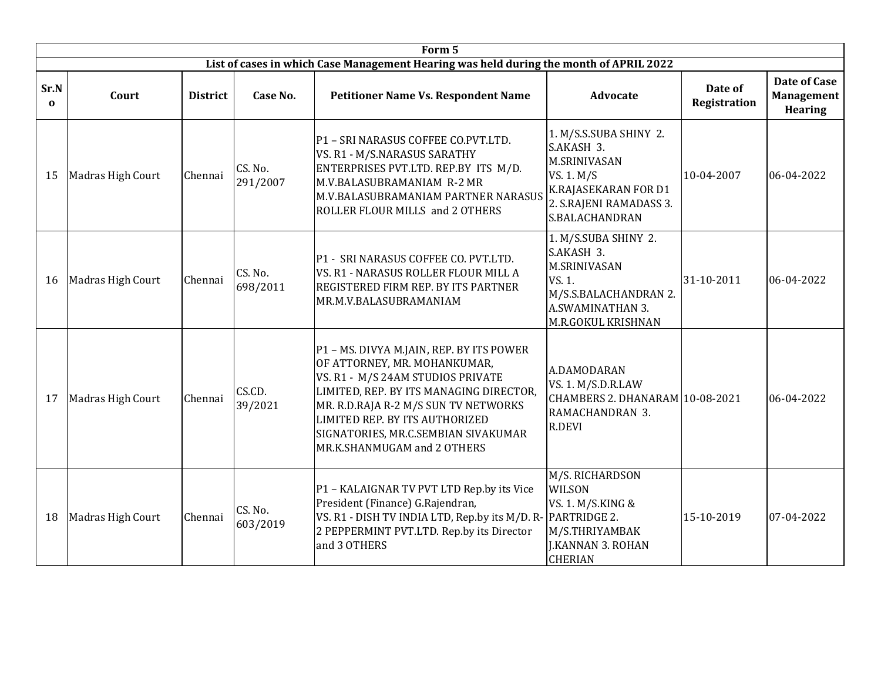| Form 5 | | | | | | | |
|---|---|---|---|---|---|---|---|
| **List of cases in which Case Management Hearing was held during the month of APRIL 2022** | | | | | | | |
| **Sr.No** | **Court** | **District** | **Case No.** | **Petitioner Name Vs. Respondent Name** | **Advocate** | **Date of Registration** | **Date of Case Management Hearing** |
| 15 | Madras High Court | Chennai | CS. No. 291/2007 | P1 – SRI NARASUS COFFEE CO.PVT.LTD. VS. R1 - M/S.NARASUS SARATHY ENTERPRISES PVT.LTD. REP.BY ITS M/D. M.V.BALASUBRAMANIAM R-2 MR M.V.BALASUBRAMANIAM PARTNER NARASUS ROLLER FLOUR MILLS and 2 OTHERS | 1. M/S.S.SUBA SHINY 2. S.AKASH 3. M.SRINIVASAN VS. 1. M/S K.RAJASEKARAN FOR D1 2. S.RAJENI RAMADASS 3. S.BALACHANDRAN | 10-04-2007 | 06-04-2022 |
| 16 | Madras High Court | Chennai | CS. No. 698/2011 | P1 - SRI NARASUS COFFEE CO. PVT.LTD. VS. R1 - NARASUS ROLLER FLOUR MILL A REGISTERED FIRM REP. BY ITS PARTNER MR.M.V.BALASUBRAMANIAM | 1. M/S.SUBA SHINY 2. S.AKASH 3. M.SRINIVASAN VS. 1. M/S.S.BALACHANDRAN 2. A.SWAMINATHAN 3. M.R.GOKUL KRISHNAN | 31-10-2011 | 06-04-2022 |
| 17 | Madras High Court | Chennai | CS.CD. 39/2021 | P1 – MS. DIVYA M.JAIN, REP. BY ITS POWER OF ATTORNEY, MR. MOHANKUMAR, VS. R1 - M/S 24AM STUDIOS PRIVATE LIMITED, REP. BY ITS MANAGING DIRECTOR, MR. R.D.RAJA R-2 M/S SUN TV NETWORKS LIMITED REP. BY ITS AUTHORIZED SIGNATORIES, MR.C.SEMBIAN SIVAKUMAR MR.K.SHANMUGAM and 2 OTHERS | A.DAMODARAN VS. 1. M/S.D.R.LAW CHAMBERS 2. DHANARAM RAMACHANDRAN 3. R.DEVI | 10-08-2021 | 06-04-2022 |
| 18 | Madras High Court | Chennai | CS. No. 603/2019 | P1 – KALAIGNAR TV PVT LTD Rep.by its Vice President (Finance) G.Rajendran, VS. R1 - DISH TV INDIA LTD, Rep.by its M/D. R-2 PEPPERMINT PVT.LTD. Rep.by its Director and 3 OTHERS | M/S. RICHARDSON WILSON VS. 1. M/S.KING & PARTRIDGE 2. M/S.THRIYAMBAK J.KANNAN 3. ROHAN CHERIAN | 15-10-2019 | 07-04-2022 |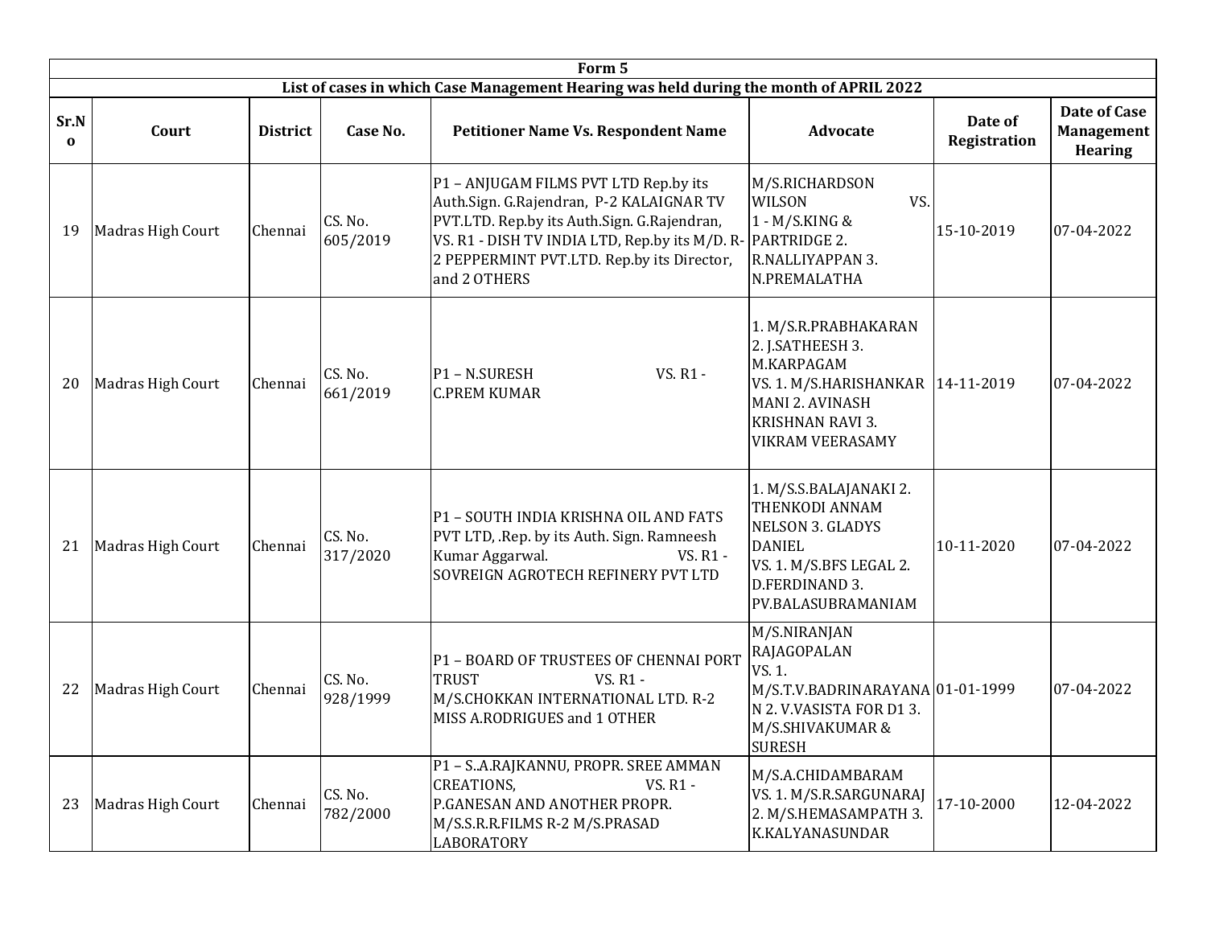| Form 5 | | | | | | | |
|---|---|---|---|---|---|---|---|
| **List of cases in which Case Management Hearing was held during the month of APRIL 2022** | | | | | | | |
| **Sr.No** | **Court** | **District** | **Case No.** | **Petitioner Name Vs. Respondent Name** | **Advocate** | **Date of Registration** | **Date of Case Management Hearing** |
| 19 | Madras High Court | Chennai | CS. No. 605/2019 | P1 – ANJUGAM FILMS PVT LTD Rep.by its Auth.Sign. G.Rajendran, P-2 KALAIGNAR TV PVT.LTD. Rep.by its Auth.Sign. G.Rajendran, VS. R1 - DISH TV INDIA LTD, Rep.by its M/D. R-2 PEPPERMINT PVT.LTD. Rep.by its Director, and 2 OTHERS | M/S.RICHARDSON WILSON VS. 1 - M/S.KING & PARTRIDGE 2. R.NALLIYAPPAN 3. N.PREMALATHA | 15-10-2019 | 07-04-2022 |
| 20 | Madras High Court | Chennai | CS. No. 661/2019 | P1 – N.SURESH VS. R1 - C.PREM KUMAR | 1. M/S.R.PRABHAKARAN 2. J.SATHEESH 3. M.KARPAGAM VS. 1. M/S.HARISHANKAR MANI 2. AVINASH KRISHNAN RAVI 3. VIKRAM VEERASAMY | 14-11-2019 | 07-04-2022 |
| 21 | Madras High Court | Chennai | CS. No. 317/2020 | P1 – SOUTH INDIA KRISHNA OIL AND FATS PVT LTD, .Rep. by its Auth. Sign. Ramneesh Kumar Aggarwal. VS. R1 - SOVREIGN AGROTECH REFINERY PVT LTD | 1. M/S.S.BALAJANAKI 2. THENKODI ANNAM NELSON 3. GLADYS DANIEL VS. 1. M/S.BFS LEGAL 2. D.FERDINAND 3. PV.BALASUBRAMANIAM | 10-11-2020 | 07-04-2022 |
| 22 | Madras High Court | Chennai | CS. No. 928/1999 | P1 – BOARD OF TRUSTEES OF CHENNAI PORT TRUST VS. R1 - M/S.CHOKKAN INTERNATIONAL LTD. R-2 MISS A.RODRIGUES and 1 OTHER | M/S.NIRANJAN RAJAGOPALAN VS. 1. M/S.T.V.BADRINARAYANAN 2. V.VASISTA FOR D1 3. M/S.SHIVAKUMAR & SURESH | 01-01-1999 | 07-04-2022 |
| 23 | Madras High Court | Chennai | CS. No. 782/2000 | P1 – S..A.RAJKANNU, PROPR. SREE AMMAN CREATIONS, VS. R1 - P.GANESAN AND ANOTHER PROPR. M/S.S.R.R.FILMS R-2 M/S.PRASAD LABORATORY | M/S.A.CHIDAMBARAM VS. 1. M/S.R.SARGUNARAJ 2. M/S.HEMASAMPATH 3. K.KALYANASUNDAR | 17-10-2000 | 12-04-2022 |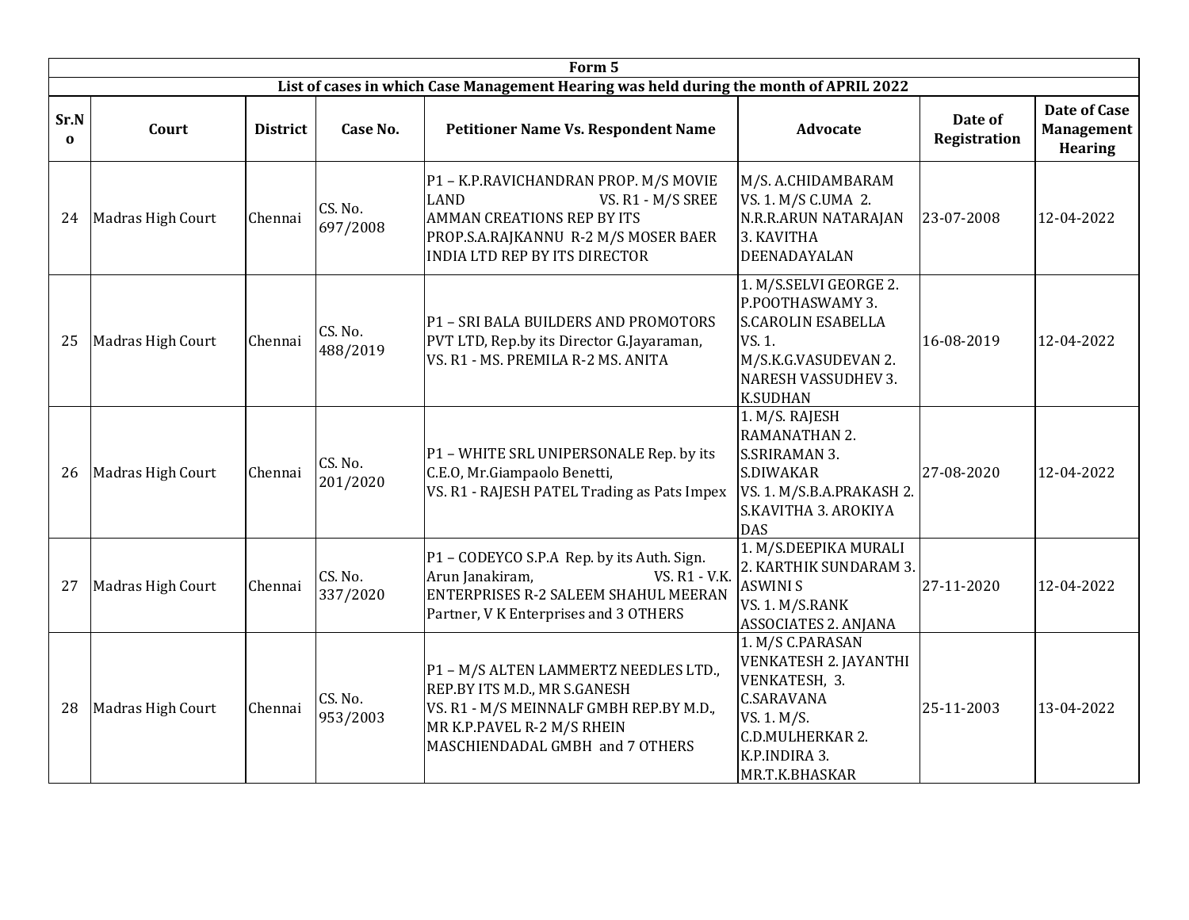| Form 5 | | | | | | | |
|---|---|---|---|---|---|---|---|
| List of cases in which Case Management Hearing was held during the month of APRIL 2022 | | | | | | | |
| **Sr.No** | **Court** | **District** | **Case No.** | **Petitioner Name Vs. Respondent Name** | **Advocate** | **Date of Registration** | **Date of Case Management Hearing** |
| 24 | Madras High Court | Chennai | CS. No. 697/2008 | P1 – K.P.RAVICHANDRAN PROP. M/S MOVIE LAND VS. R1 - M/S SREE AMMAN CREATIONS REP BY ITS PROP.S.A.RAJKANNU R-2 M/S MOSER BAER INDIA LTD REP BY ITS DIRECTOR | M/S. A.CHIDAMBARAM VS. 1. M/S C.UMA 2. N.R.R.ARUN NATARAJAN 3. KAVITHA DEENADAYALAN | 23-07-2008 | 12-04-2022 |
| 25 | Madras High Court | Chennai | CS. No. 488/2019 | P1 – SRI BALA BUILDERS AND PROMOTORS PVT LTD, Rep.by its Director G.Jayaraman, VS. R1 - MS. PREMILA R-2 MS. ANITA | 1. M/S.SELVI GEORGE 2. P.POOTHASWAMY 3. S.CAROLIN ESABELLA VS. 1. M/S.K.G.VASUDEVAN 2. NARESH VASSUDHEV 3. K.SUDHAN | 16-08-2019 | 12-04-2022 |
| 26 | Madras High Court | Chennai | CS. No. 201/2020 | P1 – WHITE SRL UNIPERSONALE Rep. by its C.E.O, Mr.Giampaolo Benetti, VS. R1 - RAJESH PATEL Trading as Pats Impex | 1. M/S. RAJESH RAMANATHAN 2. S.SRIRAMAN 3. S.DIWAKAR VS. 1. M/S.B.A.PRAKASH 2. S.KAVITHA 3. AROKIYA DAS | 27-08-2020 | 12-04-2022 |
| 27 | Madras High Court | Chennai | CS. No. 337/2020 | P1 – CODEYCO S.P.A Rep. by its Auth. Sign. Arun Janakiram, VS. R1 - V.K. ENTERPRISES R-2 SALEEM SHAHUL MEERAN Partner, V K Enterprises and 3 OTHERS | 1. M/S.DEEPIKA MURALI 2. KARTHIK SUNDARAM 3. ASWINI S VS. 1. M/S.RANK ASSOCIATES 2. ANJANA | 27-11-2020 | 12-04-2022 |
| 28 | Madras High Court | Chennai | CS. No. 953/2003 | P1 – M/S ALTEN LAMMERTZ NEEDLES LTD., REP.BY ITS M.D., MR S.GANESH VS. R1 - M/S MEINNALF GMBH REP.BY M.D., MR K.P.PAVEL R-2 M/S RHEIN MASCHIENDADAL GMBH and 7 OTHERS | 1. M/S C.PARASAN VENKATESH 2. JAYANTHI VENKATESH, 3. C.SARAVANA VS. 1. M/S. C.D.MULHERKAR 2. K.P.INDIRA 3. MR.T.K.BHASKAR | 25-11-2003 | 13-04-2022 |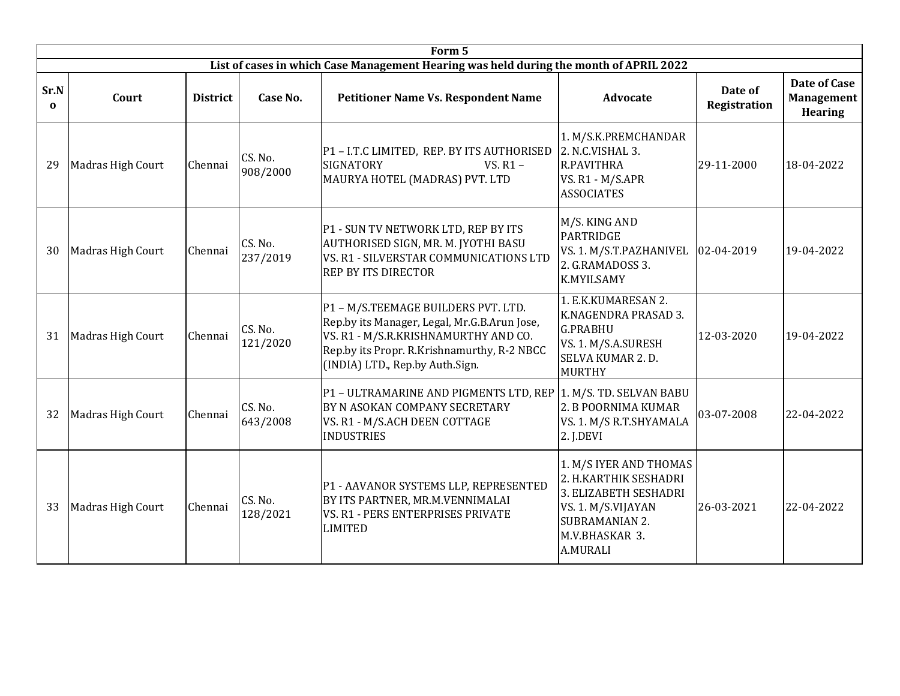| Form 5 | | | | | | | |
|---|---|---|---|---|---|---|---|
| **List of cases in which Case Management Hearing was held during the month of APRIL 2022** | | | | | | | |
| **Sr.No** | **Court** | **District** | **Case No.** | **Petitioner Name Vs. Respondent Name** | **Advocate** | **Date of Registration** | **Date of Case Management Hearing** |
| 29 | Madras High Court | Chennai | CS. No. 908/2000 | P1 – I.T.C LIMITED, REP. BY ITS AUTHORISED SIGNATORY VS. R1 – MAURYA HOTEL (MADRAS) PVT. LTD | 1. M/S.K.PREMCHANDAR 2. N.C.VISHAL 3. R.PAVITHRA VS. R1 - M/S.APR ASSOCIATES | 29-11-2000 | 18-04-2022 |
| 30 | Madras High Court | Chennai | CS. No. 237/2019 | P1 - SUN TV NETWORK LTD, REP BY ITS AUTHORISED SIGN, MR. M. JYOTHI BASU VS. R1 - SILVERSTAR COMMUNICATIONS LTD REP BY ITS DIRECTOR | M/S. KING AND PARTRIDGE VS. 1. M/S.T.PAZHANIVEL 2. G.RAMADOSS 3. K.MYILSAMY | 02-04-2019 | 19-04-2022 |
| 31 | Madras High Court | Chennai | CS. No. 121/2020 | P1 – M/S.TEEMAGE BUILDERS PVT. LTD. Rep.by its Manager, Legal, Mr.G.B.Arun Jose, VS. R1 - M/S.R.KRISHNAMURTHY AND CO. Rep.by its Propr. R.Krishnamurthy, R-2 NBCC (INDIA) LTD., Rep.by Auth.Sign. | 1. E.K.KUMARESAN 2. K.NAGENDRA PRASAD 3. G.PRABHU VS. 1. M/S.A.SURESH SELVA KUMAR 2. D. MURTHY | 12-03-2020 | 19-04-2022 |
| 32 | Madras High Court | Chennai | CS. No. 643/2008 | P1 – ULTRAMARINE AND PIGMENTS LTD, REP BY N ASOKAN COMPANY SECRETARY VS. R1 - M/S.ACH DEEN COTTAGE INDUSTRIES | 1. M/S. TD. SELVAN BABU 2. B POORNIMA KUMAR VS. 1. M/S R.T.SHYAMALA 2. J.DEVI | 03-07-2008 | 22-04-2022 |
| 33 | Madras High Court | Chennai | CS. No. 128/2021 | P1 - AAVANOR SYSTEMS LLP, REPRESENTED BY ITS PARTNER, MR.M.VENNIMALAI VS. R1 - PERS ENTERPRISES PRIVATE LIMITED | 1. M/S IYER AND THOMAS 2. H.KARTHIK SESHADRI 3. ELIZABETH SESHADRI VS. 1. M/S.VIJAYAN SUBRAMANIAN 2. M.V.BHASKAR 3. A.MURALI | 26-03-2021 | 22-04-2022 |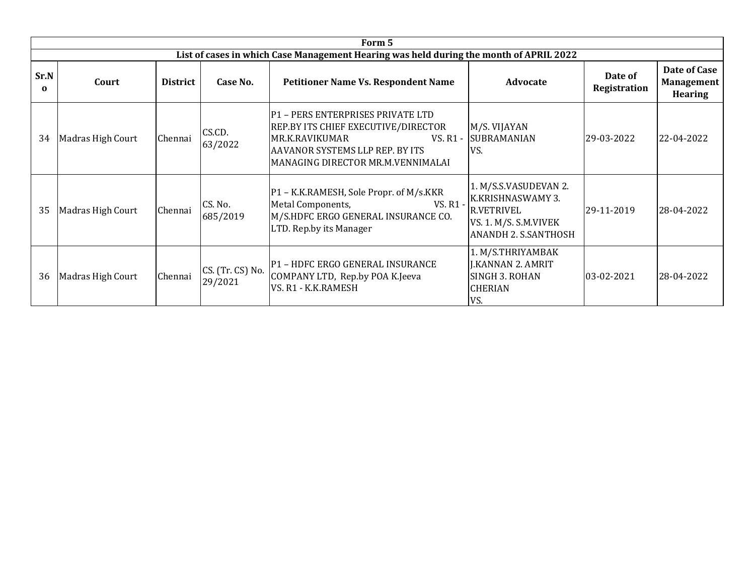| Form 5 | | | | | | | |
|---|---|---|---|---|---|---|---|
| List of cases in which Case Management Hearing was held during the month of APRIL 2022 | | | | | | | |
| **Sr.No** | **Court** | **District** | **Case No.** | **Petitioner Name Vs. Respondent Name** | **Advocate** | **Date of Registration** | **Date of Case Management Hearing** |
| 34 | Madras High Court | Chennai | CS.CD. 63/2022 | P1 – PERS ENTERPRISES PRIVATE LTD REP.BY ITS CHIEF EXECUTIVE/DIRECTOR MR.K.RAVIKUMAR VS. R1 - AAVANOR SYSTEMS LLP REP. BY ITS MANAGING DIRECTOR MR.M.VENNIMALAI | M/S. VIJAYAN SUBRAMANIAN VS. | 29-03-2022 | 22-04-2022 |
| 35 | Madras High Court | Chennai | CS. No. 685/2019 | P1 – K.K.RAMESH, Sole Propr. of M/s.KKR Metal Components, VS. R1 - M/S.HDFC ERGO GENERAL INSURANCE CO. LTD. Rep.by its Manager | 1. M/S.S.VASUDEVAN 2. K.KRISHNASWAMY 3. R.VETRIVEL VS. 1. M/S. S.M.VIVEK ANANDH 2. S.SANTHOSH | 29-11-2019 | 28-04-2022 |
| 36 | Madras High Court | Chennai | CS. (Tr. CS) No. 29/2021 | P1 – HDFC ERGO GENERAL INSURANCE COMPANY LTD, Rep.by POA K.Jeeva VS. R1 - K.K.RAMESH | 1. M/S.THRIYAMBAK J.KANNAN 2. AMRIT SINGH 3. ROHAN CHERIAN VS. | 03-02-2021 | 28-04-2022 |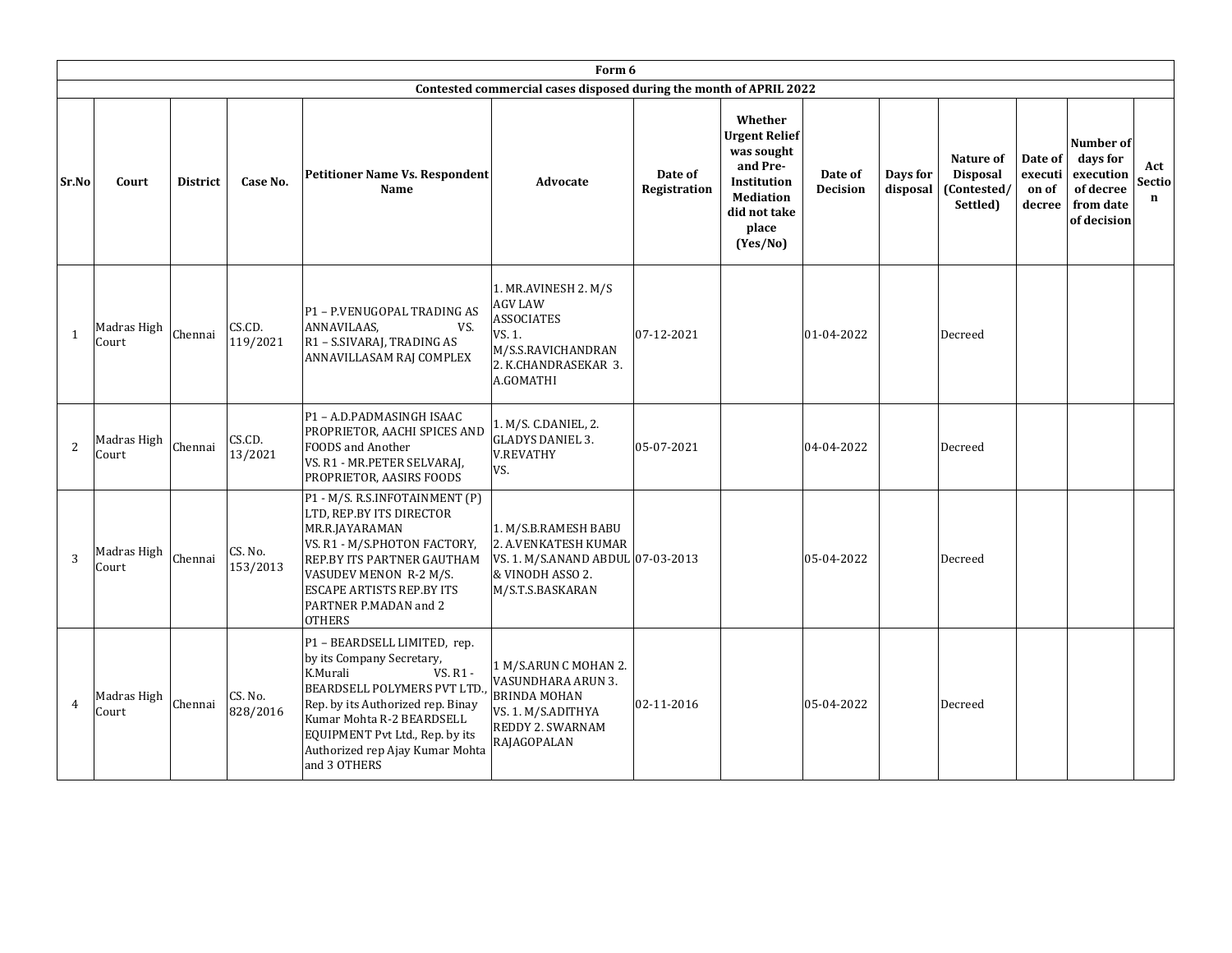| Form 6 | | | | | | | | | | | | | | |
|---|---|---|---|---|---|---|---|---|---|---|---|---|---|---|
| Contested commercial cases disposed during the month of APRIL 2022 | | | | | | | | | | | | | | |
| Sr.No | Court | District | Case No. | Petitioner Name Vs. Respondent Name | Advocate | Date of Registration | Whether Urgent Relief was sought and Pre-Institution Mediation did not take place (Yes/No) | Date of Decision | Days for disposal | Nature of Disposal (Contested/ Settled) | Date of execution of decree | Number of days for execution of decree from date of decision | Act Section |
| 1 | Madras High Court | Chennai | CS.CD. 119/2021 | P1 – P.VENUGOPAL TRADING AS ANNAVILAAS, VS. R1 – S.SIVARAJ, TRADING AS ANNAVILLASAM RAJ COMPLEX | 1. MR.AVINESH 2. M/S AGV LAW ASSOCIATES VS. 1. M/S.S.RAVICHANDRAN 2. K.CHANDRASEKAR 3. A.GOMATHI | 07-12-2021 | | 01-04-2022 | | Decreed | | | |
| 2 | Madras High Court | Chennai | CS.CD. 13/2021 | P1 – A.D.PADMASINGH ISAAC PROPRIETOR, AACHI SPICES AND FOODS and Another VS. R1 - MR.PETER SELVARAJ, PROPRIETOR, AASIRS FOODS | 1. M/S. C.DANIEL, 2. GLADYS DANIEL 3. V.REVATHY VS. | 05-07-2021 | | 04-04-2022 | | Decreed | | | |
| 3 | Madras High Court | Chennai | CS. No. 153/2013 | P1 - M/S. R.S.INFOTAINMENT (P) LTD, REP.BY ITS DIRECTOR MR.R.JAYARAMAN VS. R1 - M/S.PHOTON FACTORY, REP.BY ITS PARTNER GAUTHAM VASUDEV MENON R-2 M/S. ESCAPE ARTISTS REP.BY ITS PARTNER P.MADAN and 2 OTHERS | 1. M/S.B.RAMESH BABU 2. A.VENKATESH KUMAR VS. 1. M/S.ANAND ABDUL & VINODH ASSO 2. M/S.T.S.BASKARAN | 07-03-2013 | | 05-04-2022 | | Decreed | | | |
| 4 | Madras High Court | Chennai | CS. No. 828/2016 | P1 – BEARDSELL LIMITED, rep. by its Company Secretary, K.Murali VS. R1 - BEARDSELL POLYMERS PVT LTD., Rep. by its Authorized rep. Binay Kumar Mohta R-2 BEARDSELL EQUIPMENT Pvt Ltd., Rep. by its Authorized rep Ajay Kumar Mohta and 3 OTHERS | 1 M/S.ARUN C MOHAN 2. VASUNDHARA ARUN 3. BRINDA MOHAN VS. 1. M/S.ADITHYA REDDY 2. SWARNAM RAJAGOPALAN | 02-11-2016 | | 05-04-2022 | | Decreed | | | |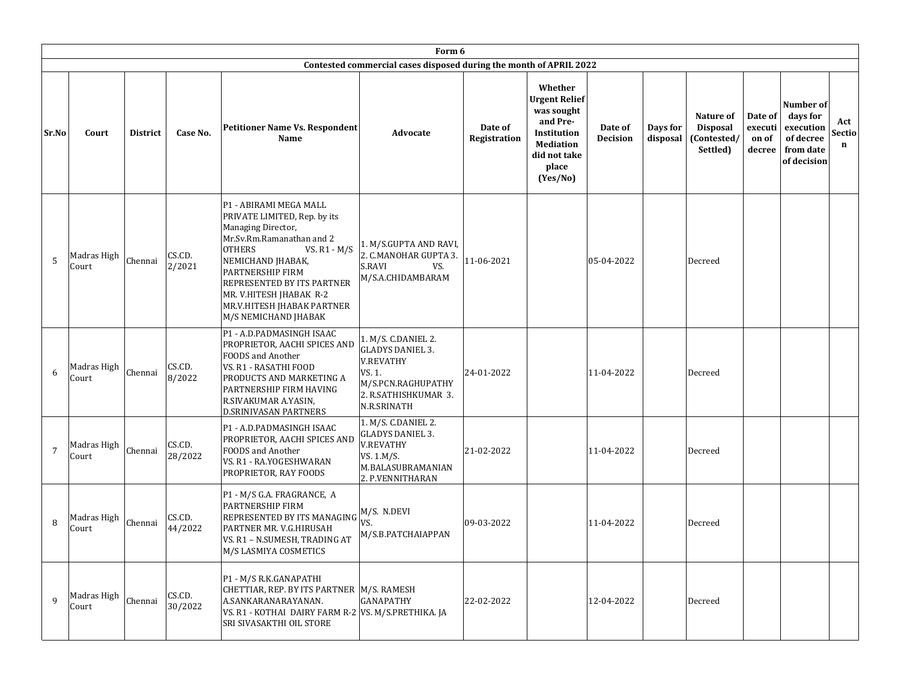| Form 6 | | | | | | | | | | | | | |
|---|---|---|---|---|---|---|---|---|---|---|---|---|---|
| Contested commercial cases disposed during the month of APRIL 2022 | | | | | | | | | | | | | |
| Sr.No | Court | District | Case No. | Petitioner Name Vs. Respondent Name | Advocate | Date of Registration | Whether Urgent Relief was sought and Pre-Institution Mediation did not take place (Yes/No) | Date of Decision | Days for disposal | Nature of Disposal (Contested/ Settled) | Date of execution of decree | Number of days for execution of decree from date of decision | Act Section |
| 5 | Madras High Court | Chennai | CS.CD. 2/2021 | P1 - ABIRAMI MEGA MALL PRIVATE LIMITED, Rep. by its Managing Director, Mr.Sv.Rm.Ramanathan and 2 OTHERS VS. R1 - M/S NEMICHAND JHABAK, PARTNERSHIP FIRM REPRESENTED BY ITS PARTNER MR. V.HITESH JHABAK R-2 MR.V.HITESH JHABAK PARTNER M/S NEMICHAND JHABAK | 1. M/S.GUPTA AND RAVI, 2. C.MANOHAR GUPTA 3. S.RAVI VS. M/S.A.CHIDAMBARAM | 11-06-2021 | | 05-04-2022 | | Decreed | | | |
| 6 | Madras High Court | Chennai | CS.CD. 8/2022 | P1 - A.D.PADMASINGH ISAAC PROPRIETOR, AACHI SPICES AND FOODS and Another VS. R1 - RASATHI FOOD PRODUCTS AND MARKETING A PARTNERSHIP FIRM HAVING R.SIVAKUMAR A.YASIN, D.SRINIVASAN PARTNERS | 1. M/S. C.DANIEL 2. GLADYS DANIEL 3. V.REVATHY VS. 1. M/S.PCN.RAGHUPATHY 2. R.SATHISHKUMAR 3. N.R.SRINATH | 24-01-2022 | | 11-04-2022 | | Decreed | | | |
| 7 | Madras High Court | Chennai | CS.CD. 28/2022 | P1 - A.D.PADMASINGH ISAAC PROPRIETOR, AACHI SPICES AND FOODS and Another VS. R1 - RA.YOGESHWARAN PROPRIETOR, RAY FOODS | 1. M/S. C.DANIEL 2. GLADYS DANIEL 3. V.REVATHY VS. 1.M/S. M.BALASUBRAMANIAN 2. P.VENNITHARAN | 21-02-2022 | | 11-04-2022 | | Decreed | | | |
| 8 | Madras High Court | Chennai | CS.CD. 44/2022 | P1 - M/S G.A. FRAGRANCE, A PARTNERSHIP FIRM REPRESENTED BY ITS MANAGING PARTNER MR. V.G.HIRUSAH VS. R1 – N.SUMESH, TRADING AT M/S LASMIYA COSMETICS | M/S. N.DEVI VS. M/S.B.PATCHAIAPPAN | 09-03-2022 | | 11-04-2022 | | Decreed | | | |
| 9 | Madras High Court | Chennai | CS.CD. 30/2022 | P1 - M/S R.K.GANAPATHI CHETTIAR, REP. BY ITS PARTNER A.SANKARANARAYANAN. VS. R1 - KOTHAI DAIRY FARM R-2 SRI SIVASAKTHI OIL STORE | M/S. RAMESH GANAPATHY VS. M/S.PRETHIKA. JA | 22-02-2022 | | 12-04-2022 | | Decreed | | | |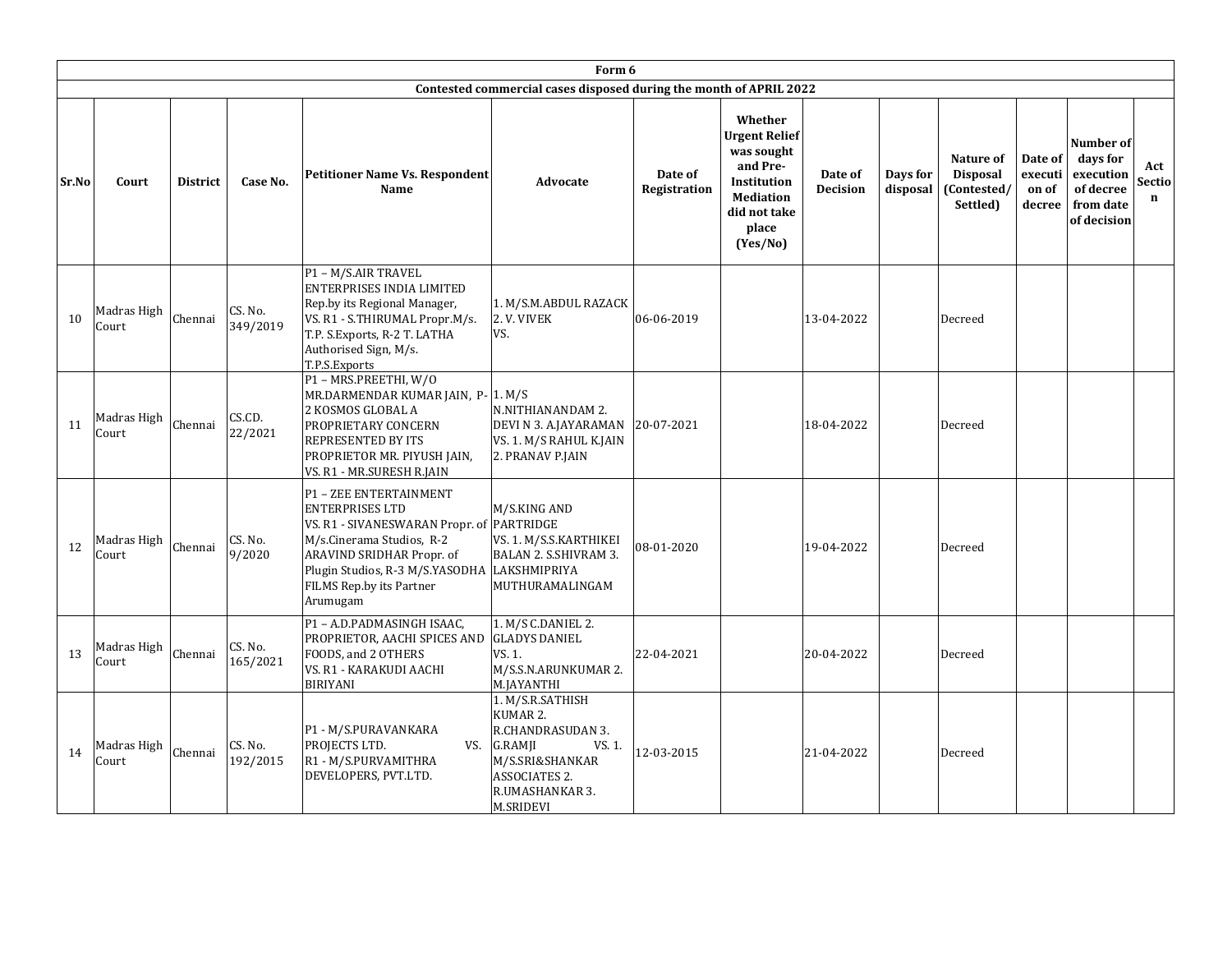| Form 6 | | | | | | | | | | | | | |
|---|---|---|---|---|---|---|---|---|---|---|---|---|---|
| Contested commercial cases disposed during the month of APRIL 2022 | | | | | | | | | | | | | |
| Sr.No | Court | District | Case No. | Petitioner Name Vs. Respondent Name | Advocate | Date of Registration | Whether Urgent Relief was sought and Pre-Institution Mediation did not take place (Yes/No) | Date of Decision | Days for disposal | Nature of Disposal (Contested/ Settled) | Date of execution of decree | Number of days for execution of decree from date of decision | Act Section |
| 10 | Madras High Court | Chennai | CS. No. 349/2019 | P1 – M/S.AIR TRAVEL ENTERPRISES INDIA LIMITED Rep.by its Regional Manager, VS. R1 - S.THIRUMAL Propr.M/s. T.P. S.Exports, R-2 T. LATHA Authorised Sign, M/s. T.P.S.Exports | 1. M/S.M.ABDUL RAZACK 2. V. VIVEK VS. | 06-06-2019 | | 13-04-2022 | | Decreed | | | |
| 11 | Madras High Court | Chennai | CS.CD. 22/2021 | P1 – MRS.PREETHI, W/O MR.DARMENDAR KUMAR JAIN, P-2 KOSMOS GLOBAL A PROPRIETARY CONCERN REPRESENTED BY ITS PROPRIETOR MR. PIYUSH JAIN, VS. R1 - MR.SURESH R.JAIN | 1. M/S N.NITHIANANDAM 2. DEVI N 3. A.JAYARAMAN VS. 1. M/S RAHUL K.JAIN 2. PRANAV P.JAIN | 20-07-2021 | | 18-04-2022 | | Decreed | | | |
| 12 | Madras High Court | Chennai | CS. No. 9/2020 | P1 – ZEE ENTERTAINMENT ENTERPRISES LTD VS. R1 - SIVANESWARAN Propr. of M/s.Cinerama Studios, R-2 ARAVIND SRIDHAR Propr. of Plugin Studios, R-3 M/S.YASODHA FILMS Rep.by its Partner Arumugam | M/S.KING AND PARTRIDGE VS. 1. M/S.S.KARTHIKEI BALAN 2. S.SHIVRAM 3. LAKSHMIPRIYA MUTHURAMALINGAM | 08-01-2020 | | 19-04-2022 | | Decreed | | | |
| 13 | Madras High Court | Chennai | CS. No. 165/2021 | P1 – A.D.PADMASINGH ISAAC, PROPRIETOR, AACHI SPICES AND FOODS, and 2 OTHERS VS. R1 - KARAKUDI AACHI BIRIYANI | 1. M/S C.DANIEL 2. GLADYS DANIEL VS. 1. M/S.S.N.ARUNKUMAR 2. M.JAYANTHI | 22-04-2021 | | 20-04-2022 | | Decreed | | | |
| 14 | Madras High Court | Chennai | CS. No. 192/2015 | P1 - M/S.PURAVANKARA PROJECTS LTD. VS. R1 - M/S.PURVAMITHRA DEVELOPERS, PVT.LTD. | 1. M/S.R.SATHISH KUMAR 2. R.CHANDRASUDAN 3. G.RAMJI VS. 1. M/S.SRI&SHANKAR ASSOCIATES 2. R.UMASHANKAR 3. M.SRIDEVI | 12-03-2015 | | 21-04-2022 | | Decreed | | | |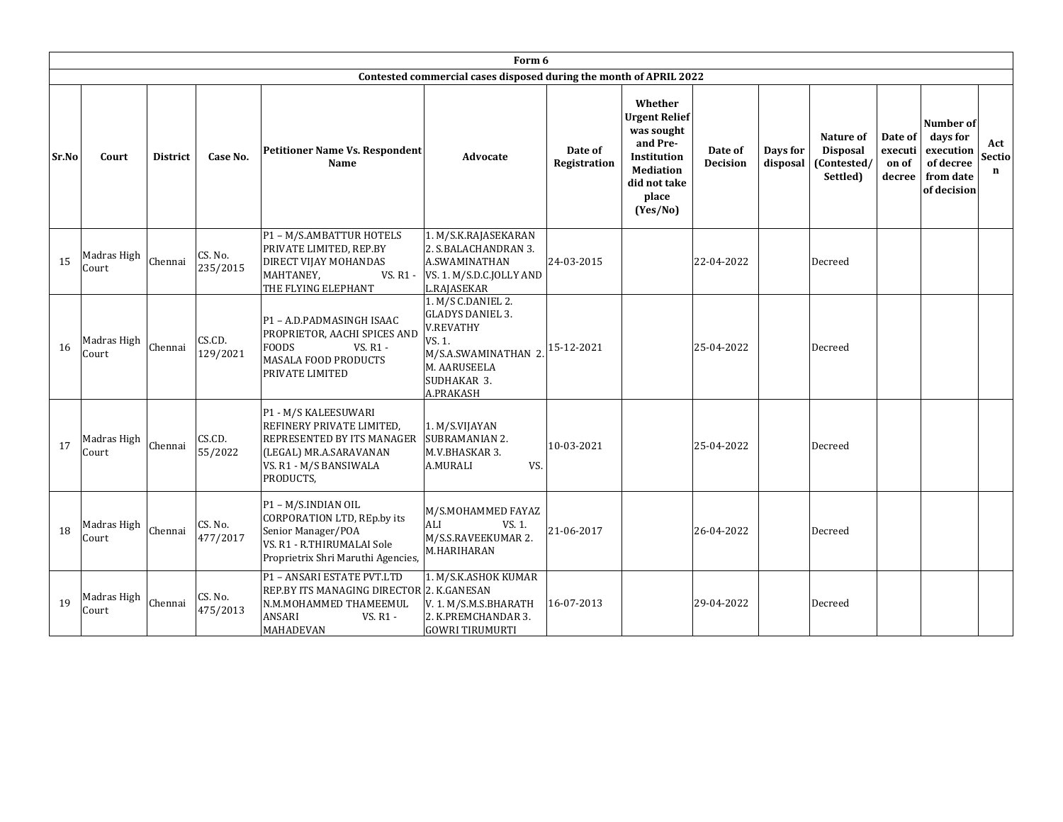| Form 6 | | | | | | | | | | | | | |
|---|---|---|---|---|---|---|---|---|---|---|---|---|---|
| Contested commercial cases disposed during the month of APRIL 2022 | | | | | | | | | | | | | |
| Sr.No | Court | District | Case No. | Petitioner Name Vs. Respondent Name | Advocate | Date of Registration | Whether Urgent Relief was sought and Pre-Institution Mediation did not take place (Yes/No) | Date of Decision | Days for disposal | Nature of Disposal (Contested/ Settled) | Date of execution of decree | Number of days for execution of decree from date of decision | Act Section |
| 15 | Madras High Court | Chennai | CS. No. 235/2015 | P1 – M/S.AMBATTUR HOTELS PRIVATE LIMITED, REP.BY DIRECT VIJAY MOHANDAS MAHTANEY, VS. R1 - THE FLYING ELEPHANT | 1. M/S.K.RAJASEKARAN 2. S.BALACHANDRAN 3. A.SWAMINATHAN VS. 1. M/S.D.C.JOLLY AND L.RAJASEKAR | 24-03-2015 | | 22-04-2022 | | Decreed | | | |
| 16 | Madras High Court | Chennai | CS.CD. 129/2021 | P1 – A.D.PADMASINGH ISAAC PROPRIETOR, AACHI SPICES AND FOODS VS. R1 - MASALA FOOD PRODUCTS PRIVATE LIMITED | 1. M/S C.DANIEL 2. GLADYS DANIEL 3. V.REVATHY VS. 1. M/S.A.SWAMINATHAN 2. M. AARUSEELA SUDHAKAR 3. A.PRAKASH | 15-12-2021 | | 25-04-2022 | | Decreed | | | |
| 17 | Madras High Court | Chennai | CS.CD. 55/2022 | P1 - M/S KALEESUWARI REFINERY PRIVATE LIMITED, REPRESENTED BY ITS MANAGER (LEGAL) MR.A.SARAVANAN VS. R1 - M/S BANSIWALA PRODUCTS, | 1. M/S.VIJAYAN SUBRAMANIAN 2. M.V.BHASKAR 3. A.MURALI VS. | 10-03-2021 | | 25-04-2022 | | Decreed | | | |
| 18 | Madras High Court | Chennai | CS. No. 477/2017 | P1 – M/S.INDIAN OIL CORPORATION LTD, REp.by its Senior Manager/POA VS. R1 - R.THIRUMALAI Sole Proprietrix Shri Maruthi Agencies, | M/S.MOHAMMED FAYAZ ALI VS. 1. M/S.S.RAVEEKUMAR 2. M.HARIHARAN | 21-06-2017 | | 26-04-2022 | | Decreed | | | |
| 19 | Madras High Court | Chennai | CS. No. 475/2013 | P1 – ANSARI ESTATE PVT.LTD REP.BY ITS MANAGING DIRECTOR N.M.MOHAMMED THAMEEMUL ANSARI VS. R1 - MAHADEVAN | 1. M/S.K.ASHOK KUMAR 2. K.GANESAN V. 1. M/S.M.S.BHARATH 2. K.PREMCHANDAR 3. GOWRI TIRUMURTI | 16-07-2013 | | 29-04-2022 | | Decreed | | | |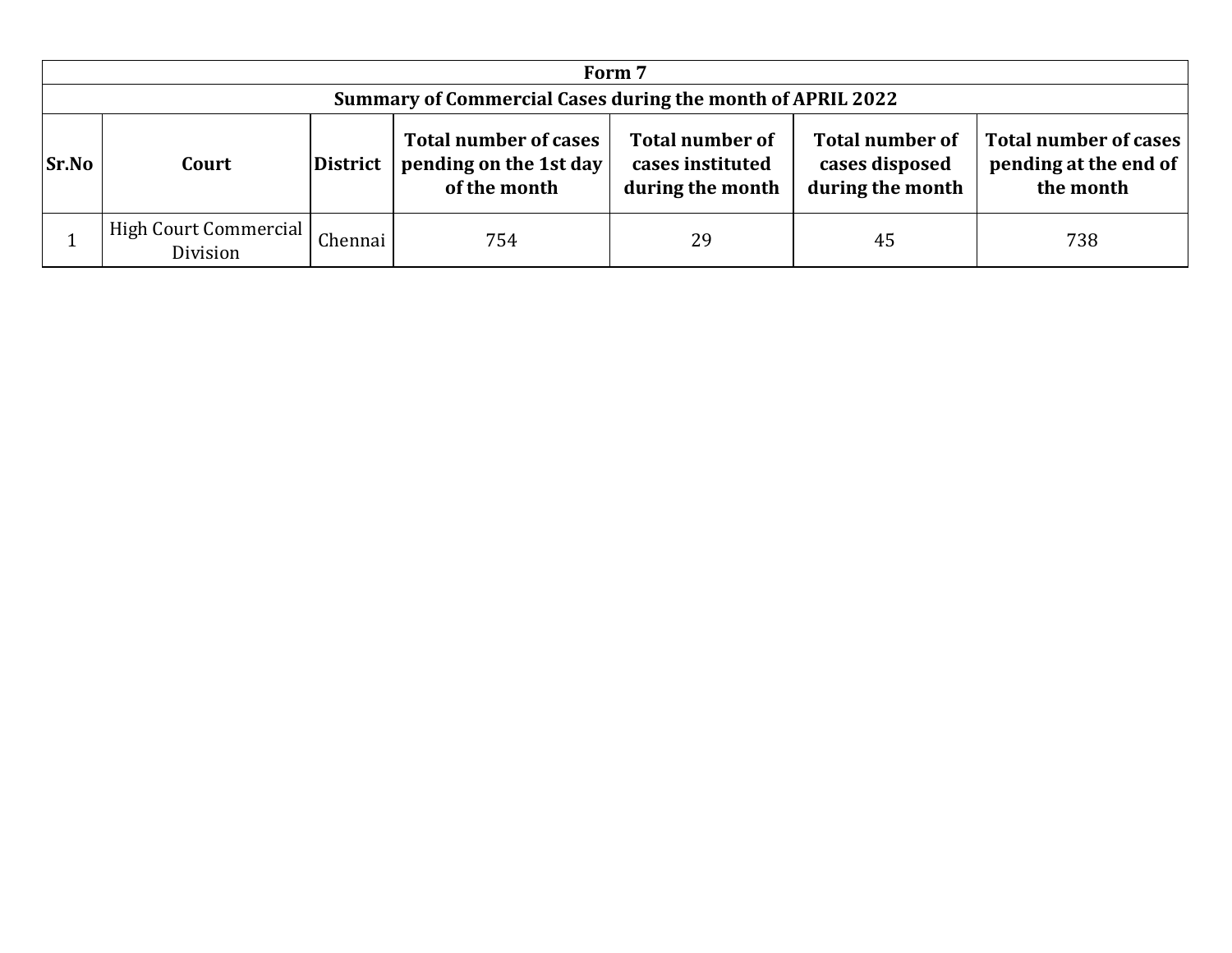| Form 7 | | | | | | |
|---|---|---|---|---|---|---|
| **Summary of Commercial Cases during the month of APRIL 2022** | | | | | | |
| **Sr.No** | **Court** | **District** | **Total number of cases pending on the 1st day of the month** | **Total number of cases instituted during the month** | **Total number of cases disposed during the month** | **Total number of cases pending at the end of the month** |
| 1 | High Court Commercial Division | Chennai | 754 | 29 | 45 | 738 |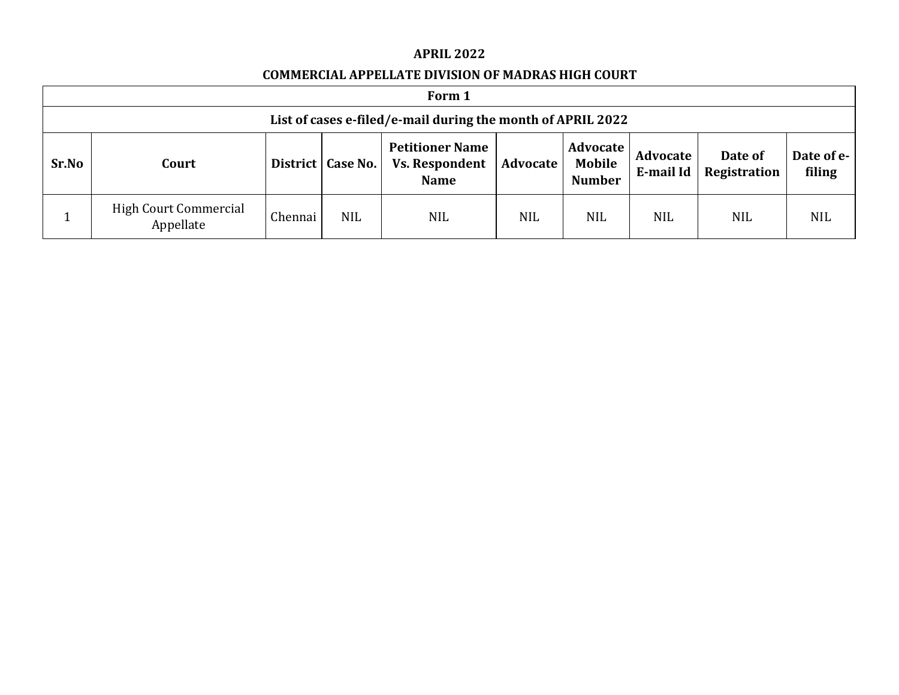**APRIL 2022**

**COMMERCIAL APPELLATE DIVISION OF MADRAS HIGH COURT**

| **Form 1** | | | | | | | | | |
|---|---|---|---|---|---|---|---|---|---|
| **List of cases e-filed/e-mail during the month of APRIL 2022** | | | | | | | | | |
| **Sr.No** | **Court** | **District** | **Case No.** | **Petitioner Name Vs. Respondent Name** | **Advocate** | **Advocate Mobile Number** | **Advocate E-mail Id** | **Date of Registration** | **Date of e-filing** |
| 1 | High Court Commercial Appellate | Chennai | NIL | NIL | NIL | NIL | NIL | NIL | NIL |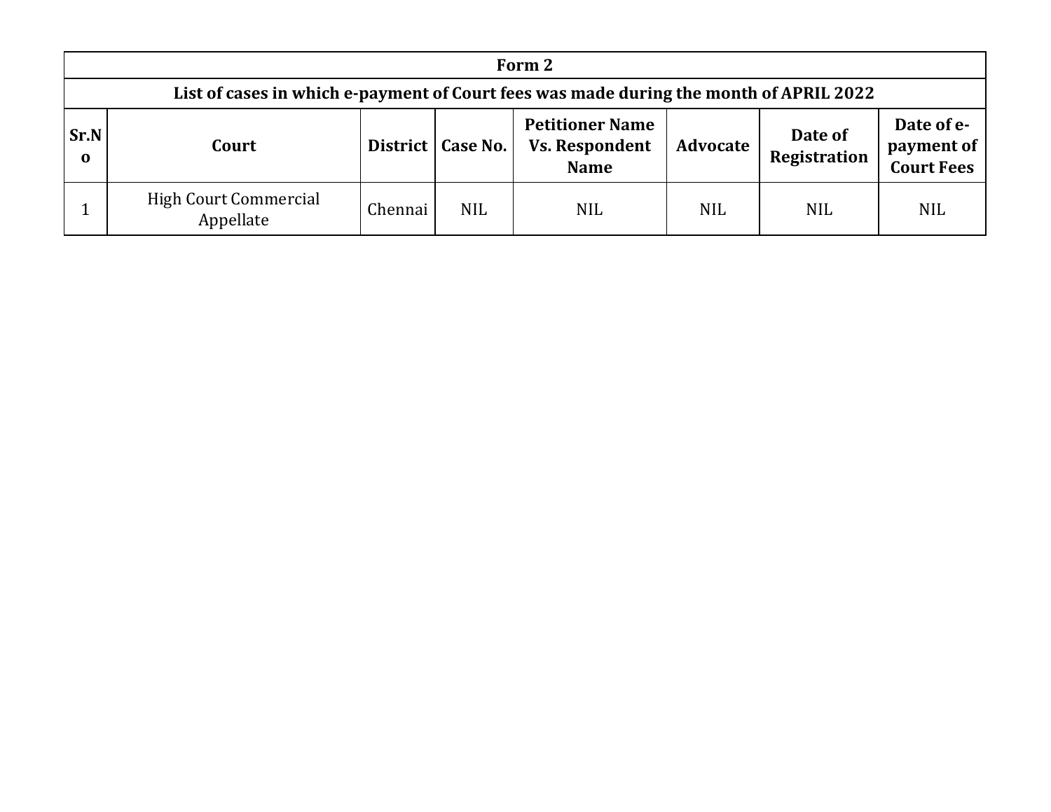| Form 2 | | | | | | | |
|---|---|---|---|---|---|---|---|
| **List of cases in which e-payment of Court fees was made during the month of APRIL 2022** | | | | | | | |
| **Sr.No** | **Court** | **District** | **Case No.** | **Petitioner Name Vs. Respondent Name** | **Advocate** | **Date of Registration** | **Date of e-payment of Court Fees** |
| 1 | High Court Commercial Appellate | Chennai | NIL | NIL | NIL | NIL | NIL |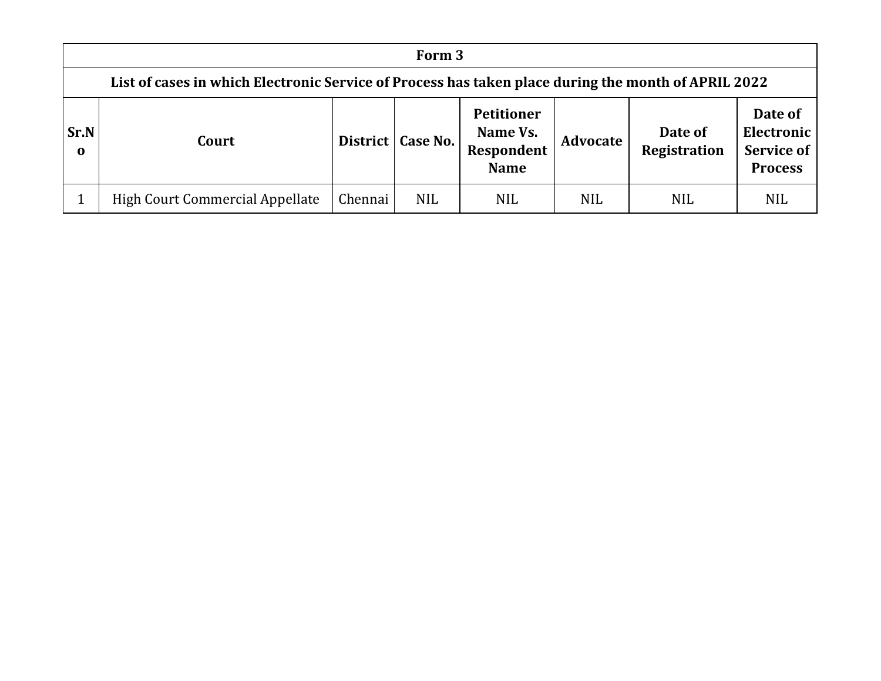| Form 3 | | | | | | | |
|---|---|---|---|---|---|---|---|
| **List of cases in which Electronic Service of Process has taken place during the month of APRIL 2022** | | | | | | | |
| **Sr.No** | **Court** | **District** | **Case No.** | **Petitioner Name Vs. Respondent Name** | **Advocate** | **Date of Registration** | **Date of Electronic Service of Process** |
| 1 | High Court Commercial Appellate | Chennai | NIL | NIL | NIL | NIL | NIL |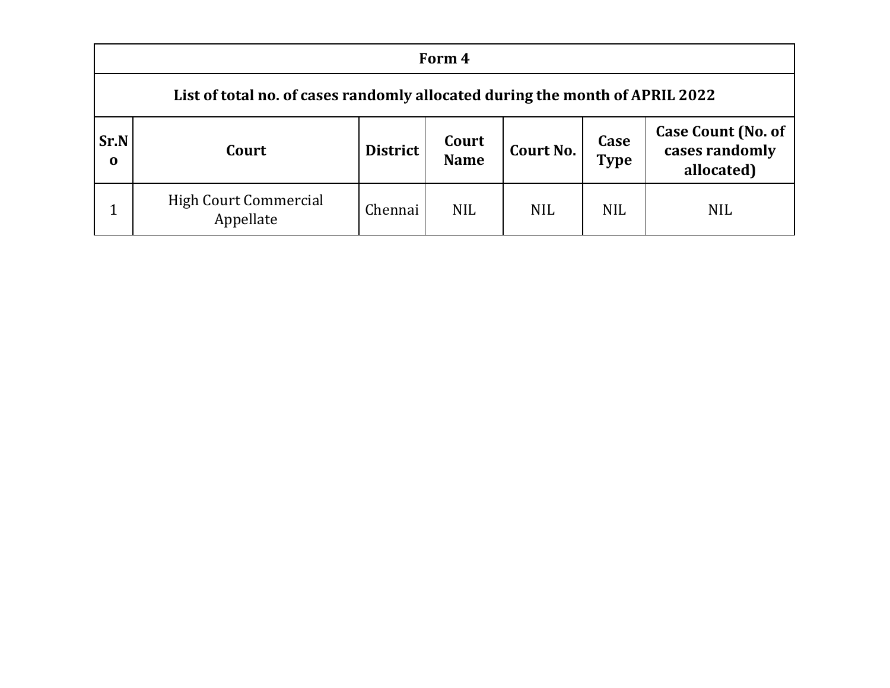| Form 4 | | | | | | |
|---|---|---|---|---|---|---|
| **List of total no. of cases randomly allocated during the month of APRIL 2022** | | | | | | |
| **Sr.No** | **Court** | **District** | **Court Name** | **Court No.** | **Case Type** | **Case Count (No. of cases randomly allocated)** |
| 1 | High Court Commercial Appellate | Chennai | NIL | NIL | NIL | NIL |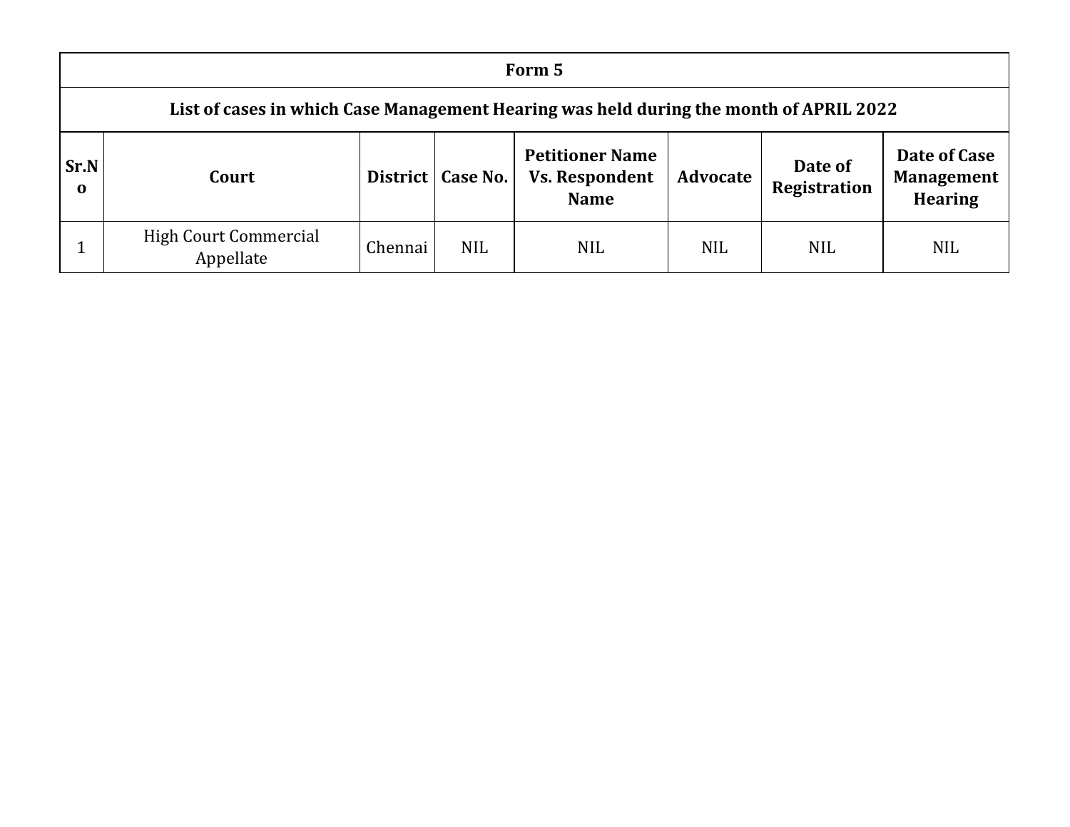**Form 5**

**List of cases in which Case Management Hearing was held during the month of APRIL 2022**

| Sr.No | Court | District | Case No. | Petitioner Name Vs. Respondent Name | Advocate | Date of Registration | Date of Case Management Hearing |
|---|---|---|---|---|---|---|---|
| 1 | High Court Commercial Appellate | Chennai | NIL | NIL | NIL | NIL | NIL |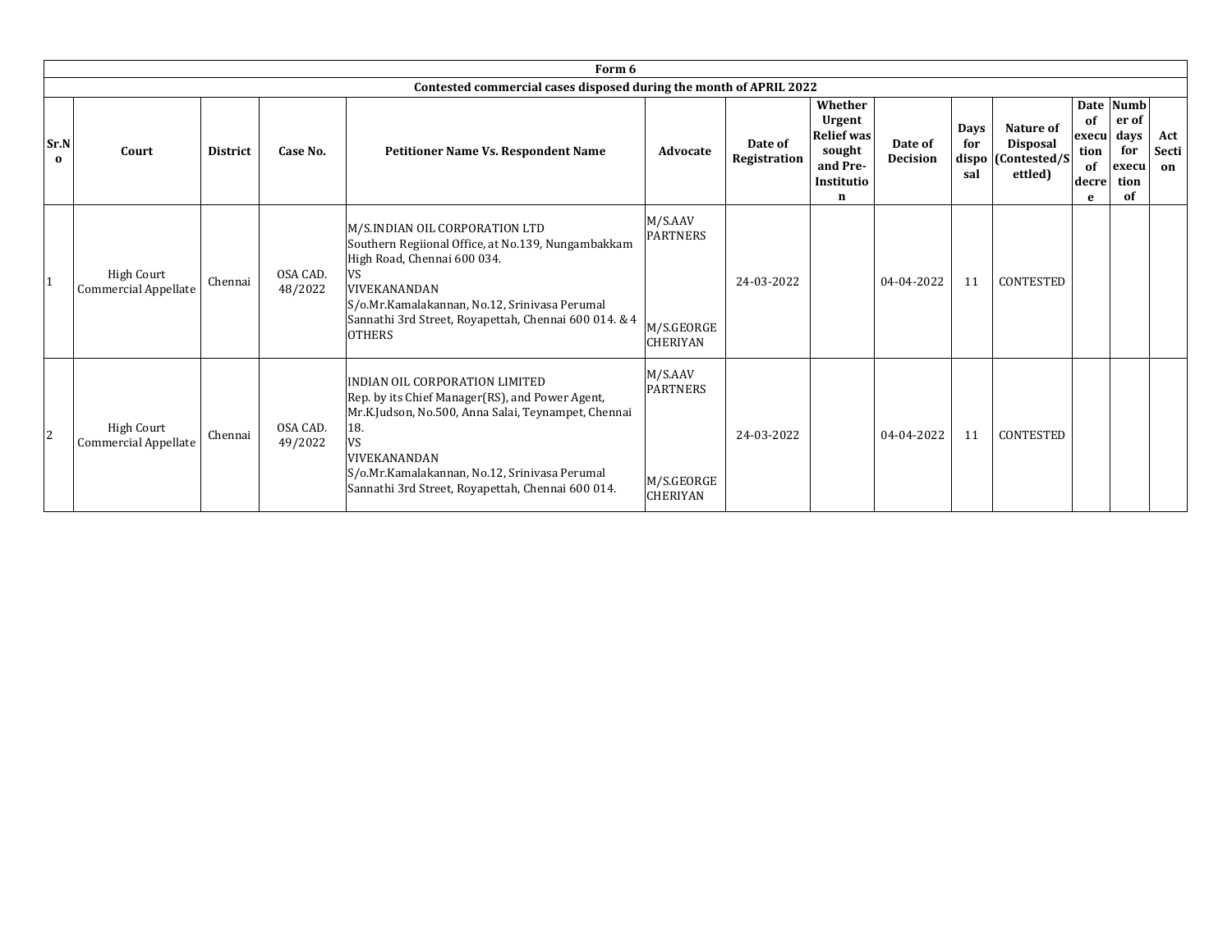| Form 6 | | | | | | | | | | | | | |
|---|---|---|---|---|---|---|---|---|---|---|---|---|---|
| Contested commercial cases disposed during the month of APRIL 2022 | | | | | | | | | | | | | |
| Sr.No | Court | District | Case No. | Petitioner Name Vs. Respondent Name | Advocate | Date of Registration | Whether Urgent Relief was sought and Pre-Institution | Date of Decision | Days for disposal | Nature of Disposal (Contested/Settled) | Date of execution of decree | Number of days for execution of | Act Section |
| 1 | High Court Commercial Appellate | Chennai | OSA CAD. 48/2022 | M/S.INDIAN OIL CORPORATION LTD Southern Regiional Office, at No.139, Nungambakkam High Road, Chennai 600 034. VS VIVEKANANDAN S/o.Mr.Kamalakannan, No.12, Srinivasa Perumal Sannathi 3rd Street, Royapettah, Chennai 600 014. & 4 OTHERS | M/S.AAV PARTNERS M/S.GEORGE CHERIYAN | 24-03-2022 | | 04-04-2022 | 11 | CONTESTED | | | |
| 2 | High Court Commercial Appellate | Chennai | OSA CAD. 49/2022 | INDIAN OIL CORPORATION LIMITED Rep. by its Chief Manager(RS), and Power Agent, Mr.K.Judson, No.500, Anna Salai, Teynampet, Chennai 18. VS VIVEKANANDAN S/o.Mr.Kamalakannan, No.12, Srinivasa Perumal Sannathi 3rd Street, Royapettah, Chennai 600 014. | M/S.AAV PARTNERS M/S.GEORGE CHERIYAN | 24-03-2022 | | 04-04-2022 | 11 | CONTESTED | | | |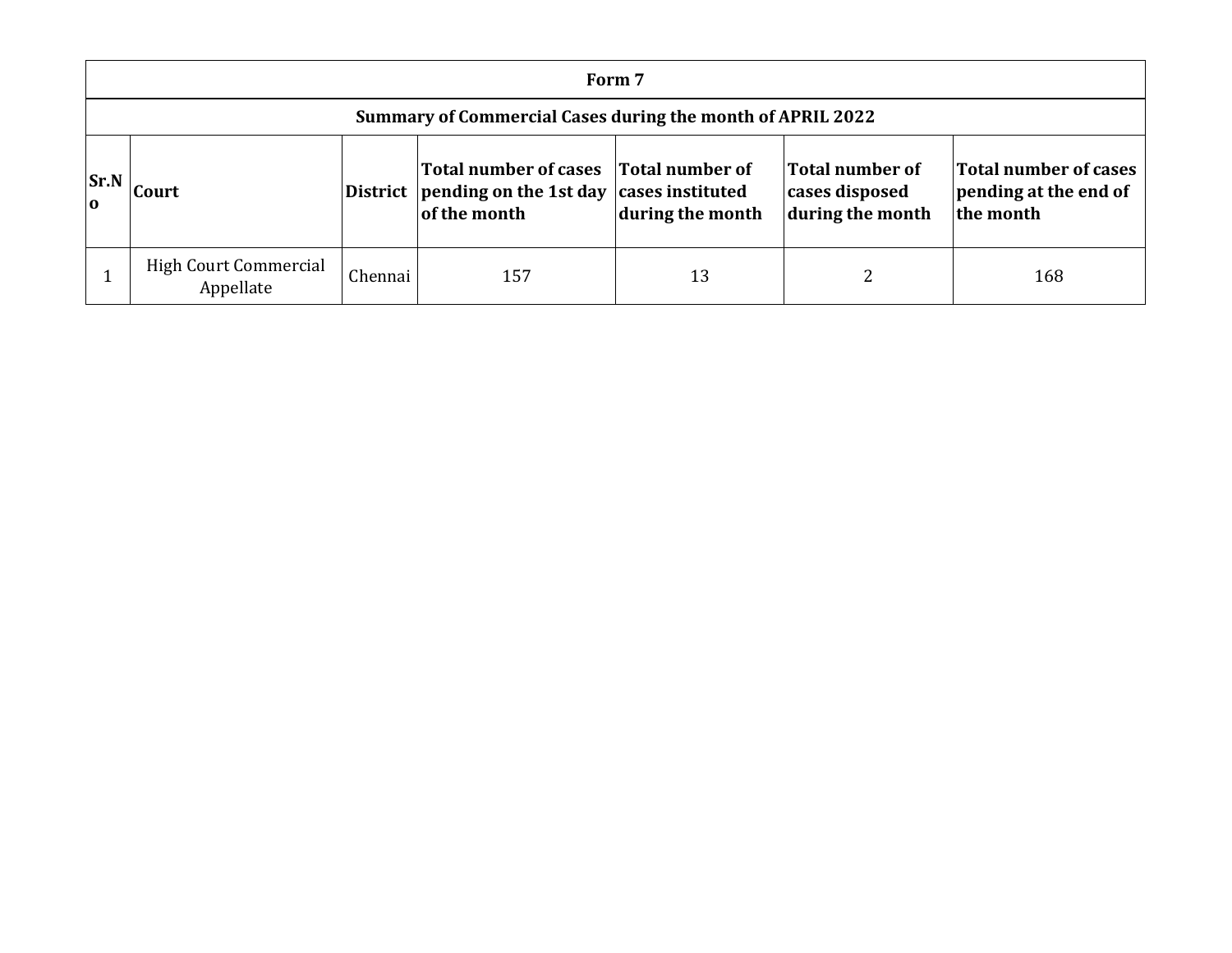| Form 7 | | | | | | |
|---|---|---|---|---|---|---|
| **Summary of Commercial Cases during the month of APRIL 2022** | | | | | | |
| **Sr.No** | **Court** | **District** | **Total number of cases pending on the 1st day of the month** | **Total number of cases instituted during the month** | **Total number of cases disposed during the month** | **Total number of cases pending at the end of the month** |
| 1 | High Court Commercial Appellate | Chennai | 157 | 13 | 2 | 168 |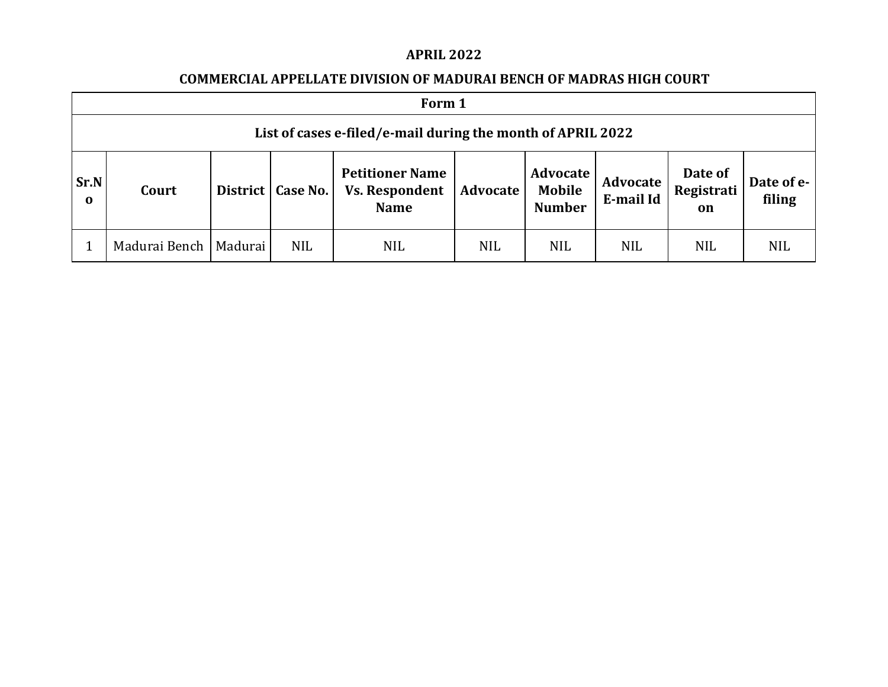**APRIL 2022**

**COMMERCIAL APPELLATE DIVISION OF MADURAI BENCH OF MADRAS HIGH COURT**

| Form 1 | | | | | | | | | |
|---|---|---|---|---|---|---|---|---|---|
| List of cases e-filed/e-mail during the month of APRIL 2022 | | | | | | | | | |
| **Sr.No** | **Court** | **District** | **Case No.** | **Petitioner Name Vs. Respondent Name** | **Advocate** | **Advocate Mobile Number** | **Advocate E-mail Id** | **Date of Registration** | **Date of e-filing** |
| 1 | Madurai Bench | Madurai | NIL | NIL | NIL | NIL | NIL | NIL | NIL |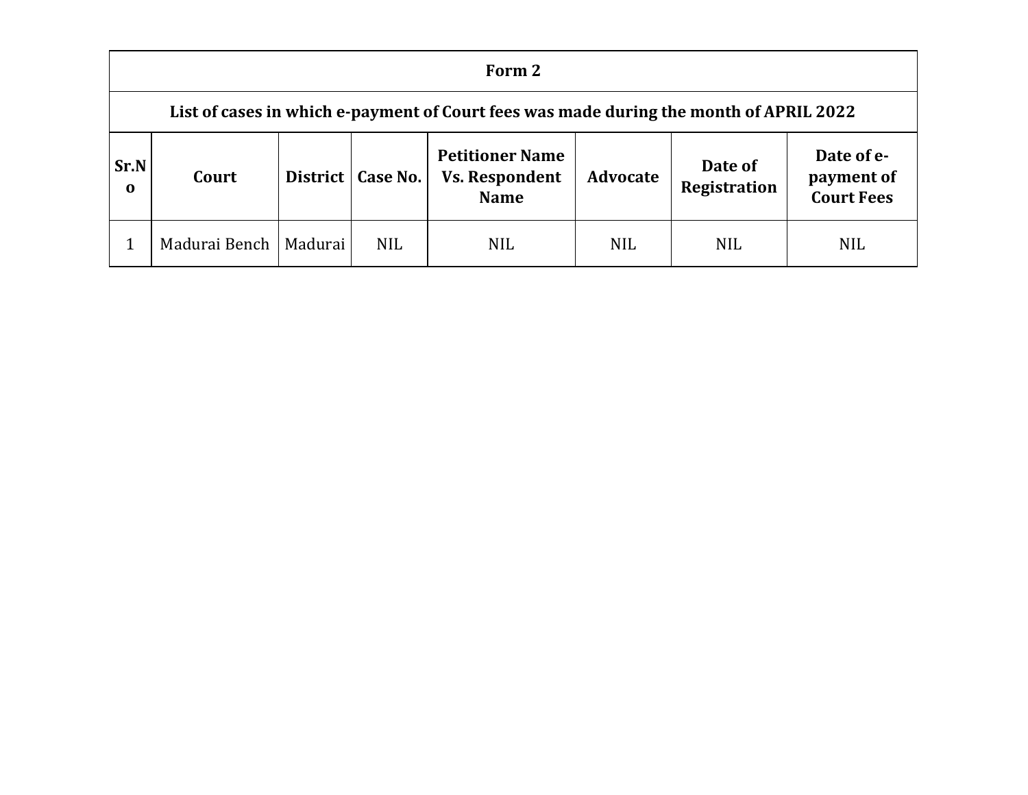## Form 2

### List of cases in which e-payment of Court fees was made during the month of APRIL 2022

| Sr.No | Court | District | Case No. | Petitioner Name Vs. Respondent Name | Advocate | Date of Registration | Date of e-payment of Court Fees |
|---|---|---|---|---|---|---|---|
| 1 | Madurai Bench | Madurai | NIL | NIL | NIL | NIL | NIL |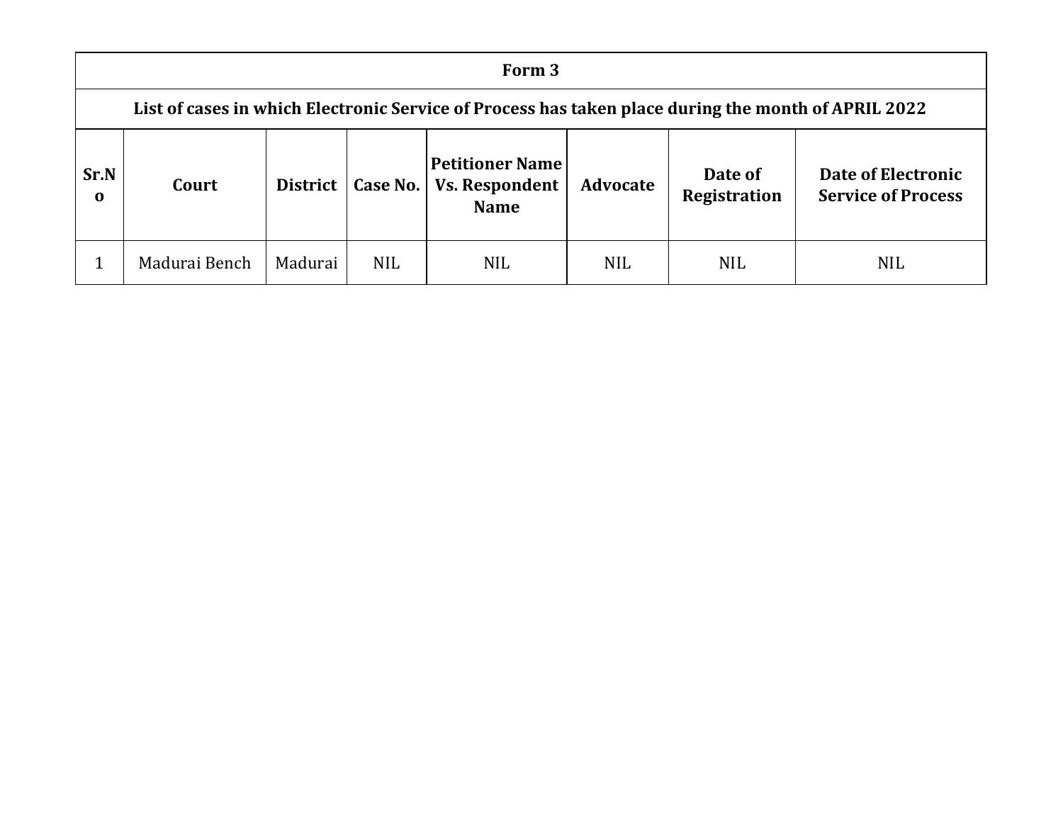**Form 3**

**List of cases in which Electronic Service of Process has taken place during the month of APRIL 2022**

| Sr.No | Court | District | Case No. | Petitioner Name Vs. Respondent Name | Advocate | Date of Registration | Date of Electronic Service of Process |
|---|---|---|---|---|---|---|---|
| 1 | Madurai Bench | Madurai | NIL | NIL | NIL | NIL | NIL |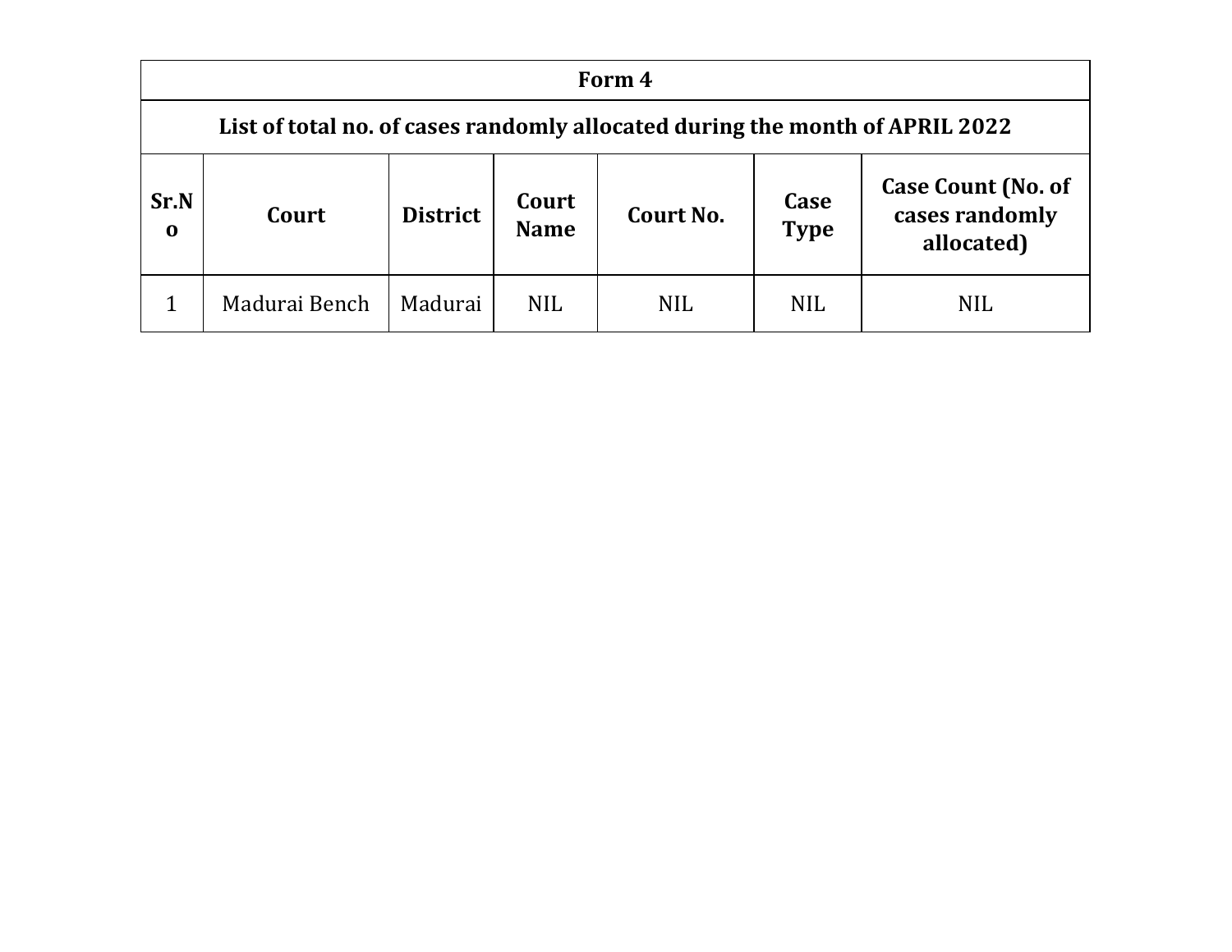| Form 4 | | | | | | |
|---|---|---|---|---|---|---|
| **List of total no. of cases randomly allocated during the month of APRIL 2022** | | | | | | |
| **Sr.No** | **Court** | **District** | **Court Name** | **Court No.** | **Case Type** | **Case Count (No. of cases randomly allocated)** |
| 1 | Madurai Bench | Madurai | NIL | NIL | NIL | NIL |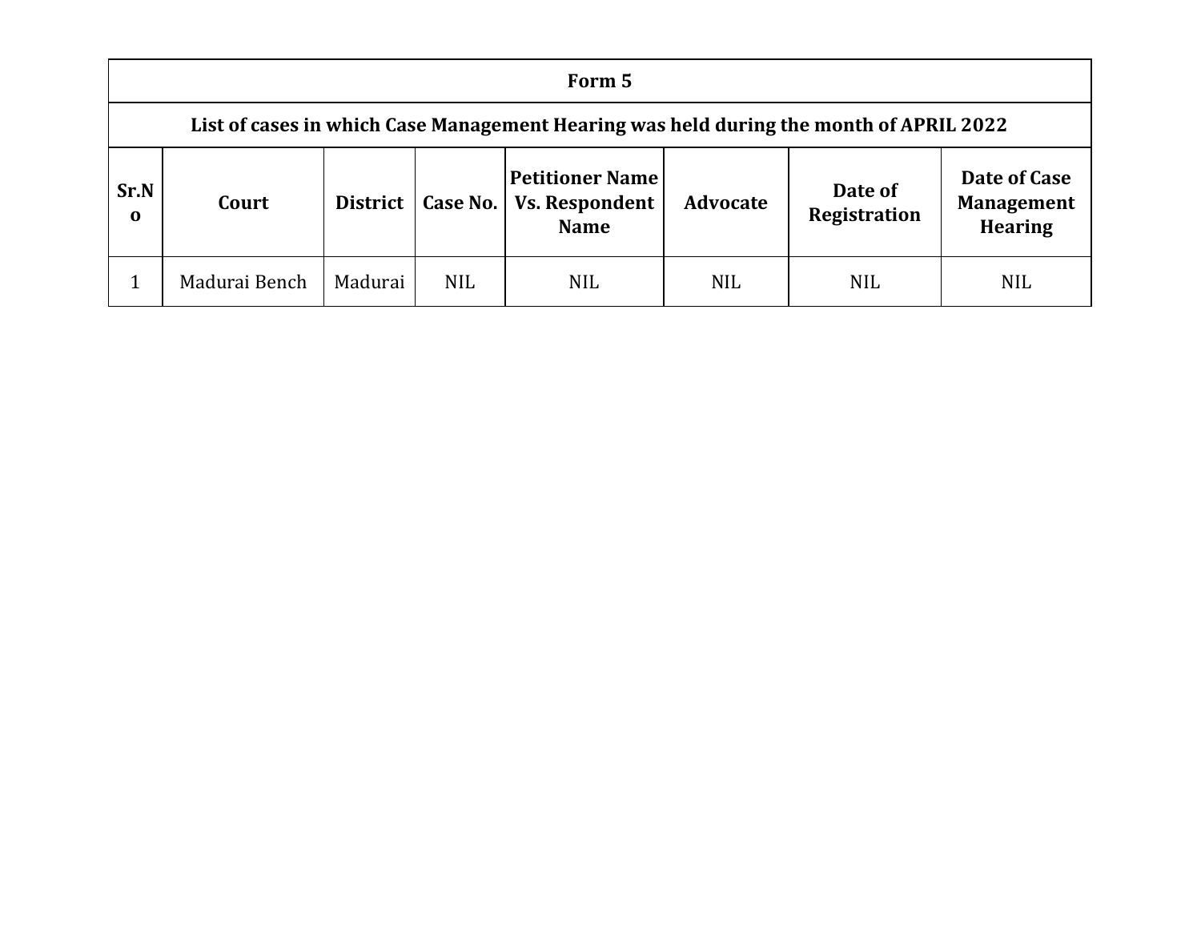| Form 5 | | | | | | | |
|---|---|---|---|---|---|---|---|
| **List of cases in which Case Management Hearing was held during the month of APRIL 2022** | | | | | | | |
| **Sr.No** | **Court** | **District** | **Case No.** | **Petitioner Name Vs. Respondent Name** | **Advocate** | **Date of Registration** | **Date of Case Management Hearing** |
| 1 | Madurai Bench | Madurai | NIL | NIL | NIL | NIL | NIL |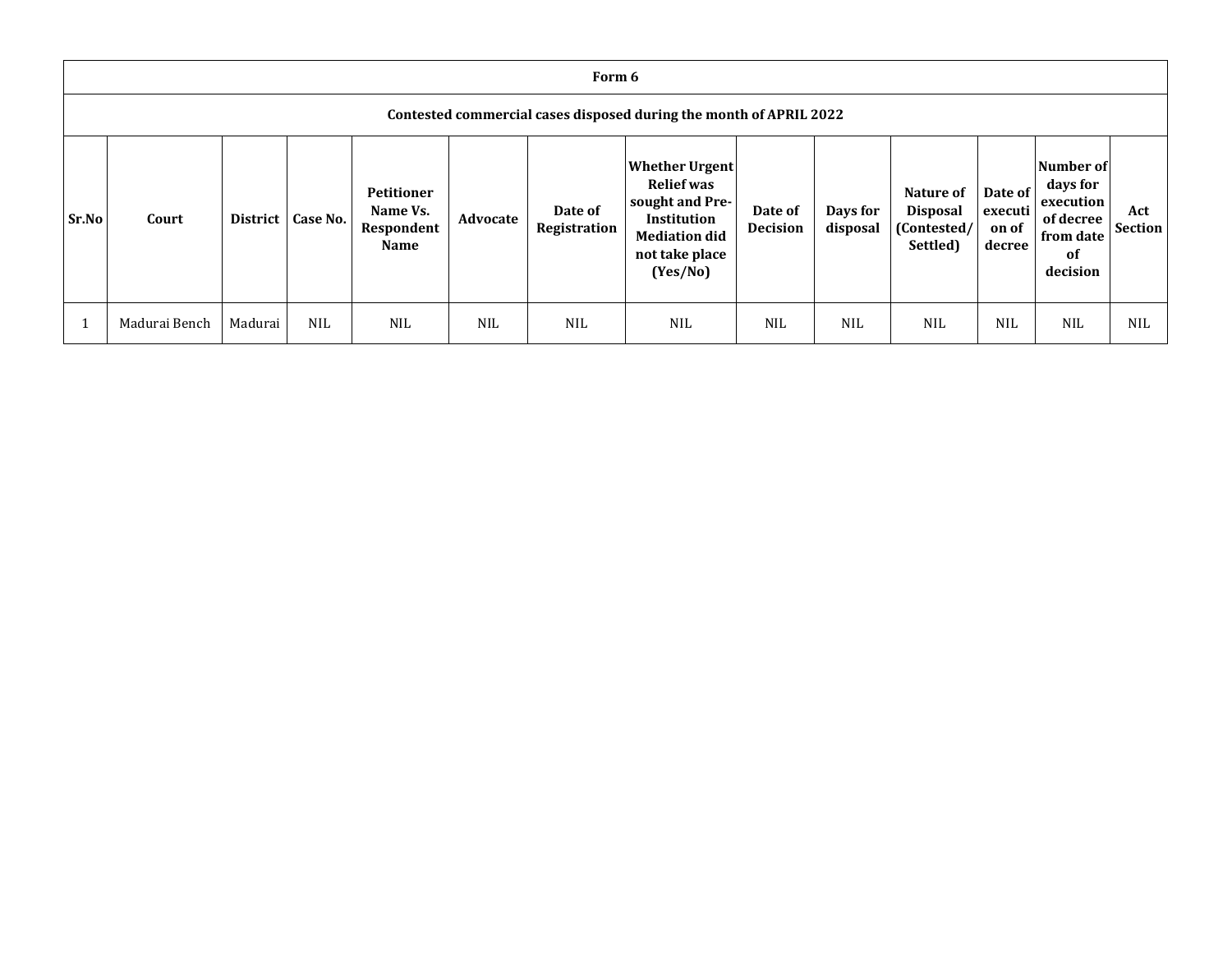| Form 6 | | | | | | | | | | | | | |
|---|---|---|---|---|---|---|---|---|---|---|---|---|---|
| **Contested commercial cases disposed during the month of APRIL 2022** | | | | | | | | | | | | | |
| **Sr.No** | **Court** | **District** | **Case No.** | **Petitioner Name Vs. Respondent Name** | **Advocate** | **Date of Registration** | **Whether Urgent Relief was sought and Pre-Institution Mediation did not take place (Yes/No)** | **Date of Decision** | **Days for disposal** | **Nature of Disposal (Contested/ Settled)** | **Date of execution of decree** | **Number of days for execution of decree from date of decision** | **Act Section** |
| 1 | Madurai Bench | Madurai | NIL | NIL | NIL | NIL | NIL | NIL | NIL | NIL | NIL | NIL | NIL |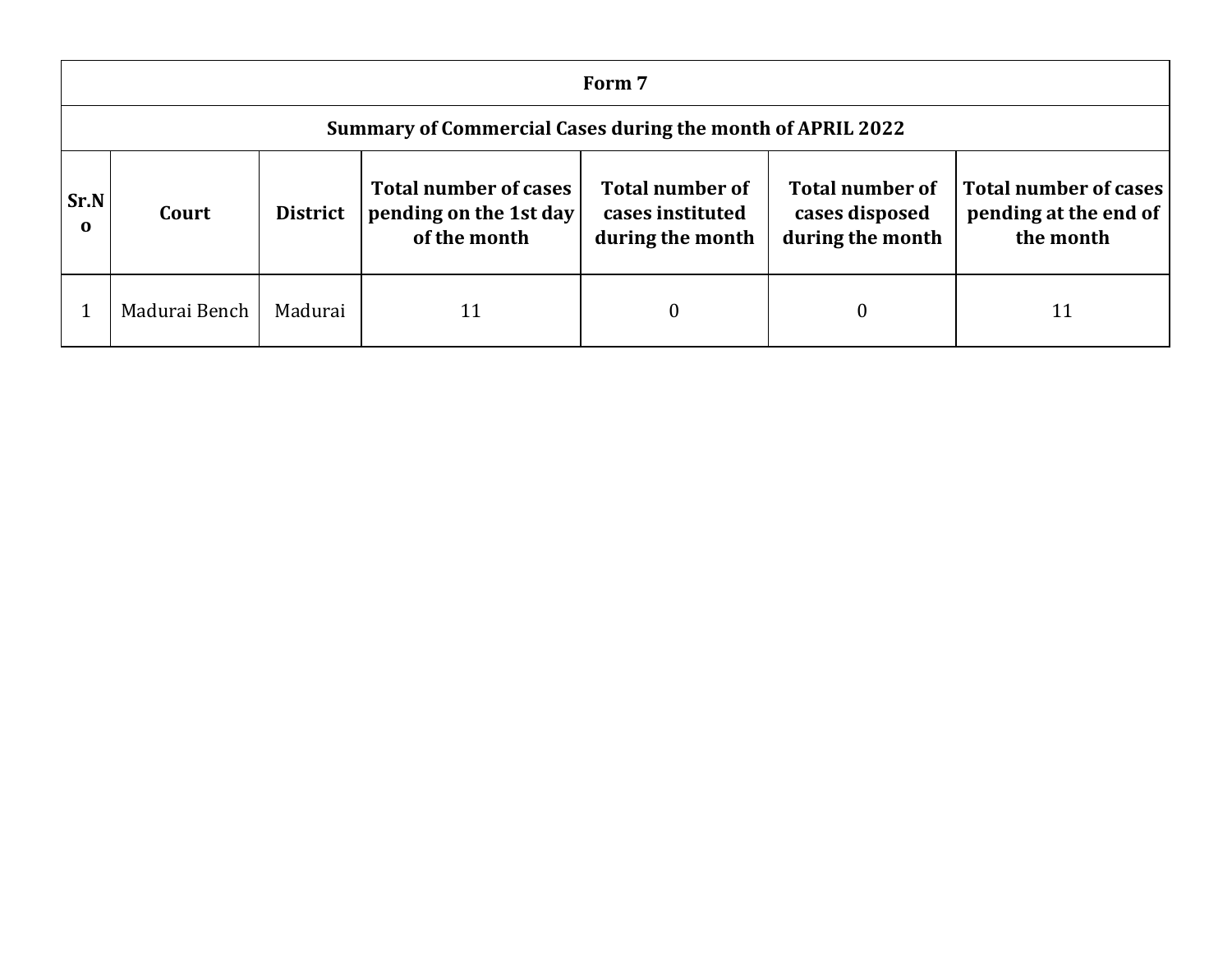# Form 7

## Summary of Commercial Cases during the month of APRIL 2022

| Sr.No | Court | District | Total number of cases pending on the 1st day of the month | Total number of cases instituted during the month | Total number of cases disposed during the month | Total number of cases pending at the end of the month |
|---|---|---|---|---|---|---|
| 1 | Madurai Bench | Madurai | 11 | 0 | 0 | 11 |